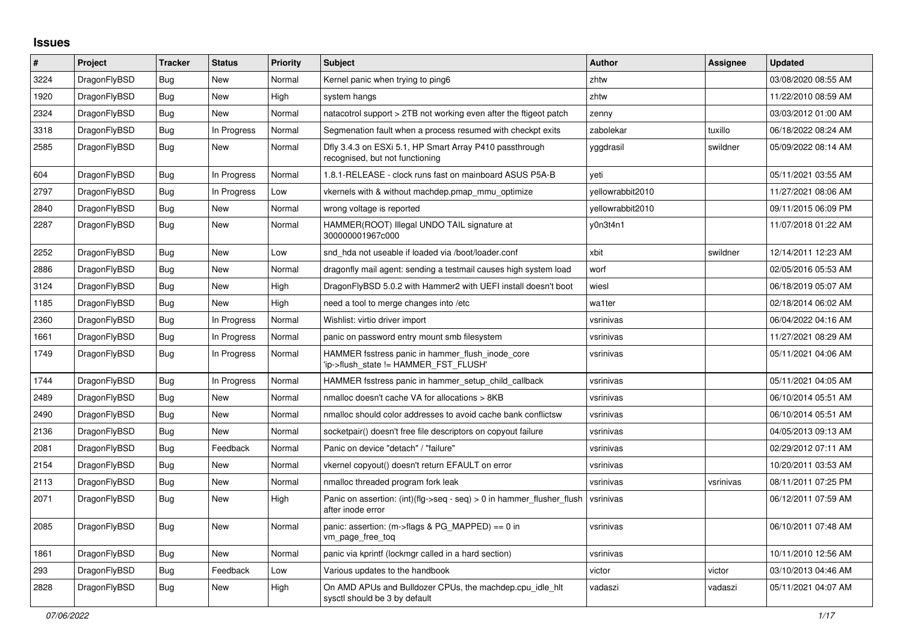## Issues

| # | Project | Tracker | Status | Priority | Subject | Author | Assignee | Updated |
|---|---|---|---|---|---|---|---|---|
| 3224 | DragonFlyBSD | Bug | New | Normal | Kernel panic when trying to ping6 | zhtw | | 03/08/2020 08:55 AM |
| 1920 | DragonFlyBSD | Bug | New | High | system hangs | zhtw | | 11/22/2010 08:59 AM |
| 2324 | DragonFlyBSD | Bug | New | Normal | natacotrol support > 2TB not working even after the ftigeot patch | zenny | | 03/03/2012 01:00 AM |
| 3318 | DragonFlyBSD | Bug | In Progress | Normal | Segmenation fault when a process resumed with checkpt exits | zabolekar | tuxillo | 06/18/2022 08:24 AM |
| 2585 | DragonFlyBSD | Bug | New | Normal | Dfly 3.4.3 on ESXi 5.1, HP Smart Array P410 passthrough recognised, but not functioning | yggdrasil | swildner | 05/09/2022 08:14 AM |
| 604 | DragonFlyBSD | Bug | In Progress | Normal | 1.8.1-RELEASE - clock runs fast on mainboard ASUS P5A-B | yeti | | 05/11/2021 03:55 AM |
| 2797 | DragonFlyBSD | Bug | In Progress | Low | vkernels with & without machdep.pmap_mmu_optimize | yellowrabbit2010 | | 11/27/2021 08:06 AM |
| 2840 | DragonFlyBSD | Bug | New | Normal | wrong voltage is reported | yellowrabbit2010 | | 09/11/2015 06:09 PM |
| 2287 | DragonFlyBSD | Bug | New | Normal | HAMMER(ROOT) Illegal UNDO TAIL signature at 300000001967c000 | y0n3t4n1 | | 11/07/2018 01:22 AM |
| 2252 | DragonFlyBSD | Bug | New | Low | snd_hda not useable if loaded via /boot/loader.conf | xbit | swildner | 12/14/2011 12:23 AM |
| 2886 | DragonFlyBSD | Bug | New | Normal | dragonfly mail agent: sending a testmail causes high system load | worf | | 02/05/2016 05:53 AM |
| 3124 | DragonFlyBSD | Bug | New | High | DragonFlyBSD 5.0.2 with Hammer2 with UEFI install doesn't boot | wiesl | | 06/18/2019 05:07 AM |
| 1185 | DragonFlyBSD | Bug | New | High | need a tool to merge changes into /etc | wa1ter | | 02/18/2014 06:02 AM |
| 2360 | DragonFlyBSD | Bug | In Progress | Normal | Wishlist: virtio driver import | vsrinivas | | 06/04/2022 04:16 AM |
| 1661 | DragonFlyBSD | Bug | In Progress | Normal | panic on password entry mount smb filesystem | vsrinivas | | 11/27/2021 08:29 AM |
| 1749 | DragonFlyBSD | Bug | In Progress | Normal | HAMMER fsstress panic in hammer_flush_inode_core 'ip->flush_state != HAMMER_FST_FLUSH' | vsrinivas | | 05/11/2021 04:06 AM |
| 1744 | DragonFlyBSD | Bug | In Progress | Normal | HAMMER fsstress panic in hammer_setup_child_callback | vsrinivas | | 05/11/2021 04:05 AM |
| 2489 | DragonFlyBSD | Bug | New | Normal | nmalloc doesn't cache VA for allocations > 8KB | vsrinivas | | 06/10/2014 05:51 AM |
| 2490 | DragonFlyBSD | Bug | New | Normal | nmalloc should color addresses to avoid cache bank conflictsw | vsrinivas | | 06/10/2014 05:51 AM |
| 2136 | DragonFlyBSD | Bug | New | Normal | socketpair() doesn't free file descriptors on copyout failure | vsrinivas | | 04/05/2013 09:13 AM |
| 2081 | DragonFlyBSD | Bug | Feedback | Normal | Panic on device "detach" / "failure" | vsrinivas | | 02/29/2012 07:11 AM |
| 2154 | DragonFlyBSD | Bug | New | Normal | vkernel copyout() doesn't return EFAULT on error | vsrinivas | | 10/20/2011 03:53 AM |
| 2113 | DragonFlyBSD | Bug | New | Normal | nmalloc threaded program fork leak | vsrinivas | vsrinivas | 08/11/2011 07:25 PM |
| 2071 | DragonFlyBSD | Bug | New | High | Panic on assertion: (int)(flg->seq - seq) > 0 in hammer_flusher_flush after inode error | vsrinivas | | 06/12/2011 07:59 AM |
| 2085 | DragonFlyBSD | Bug | New | Normal | panic: assertion: (m->flags & PG_MAPPED) == 0 in vm_page_free_toq | vsrinivas | | 06/10/2011 07:48 AM |
| 1861 | DragonFlyBSD | Bug | New | Normal | panic via kprintf (lockmgr called in a hard section) | vsrinivas | | 10/11/2010 12:56 AM |
| 293 | DragonFlyBSD | Bug | Feedback | Low | Various updates to the handbook | victor | victor | 03/10/2013 04:46 AM |
| 2828 | DragonFlyBSD | Bug | New | High | On AMD APUs and Bulldozer CPUs, the machdep.cpu_idle_hlt sysctl should be 3 by default | vadaszi | vadaszi | 05/11/2021 04:07 AM |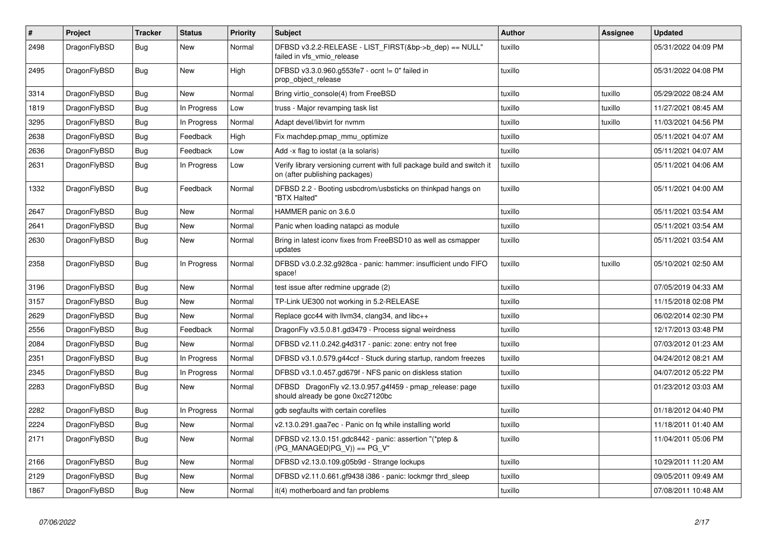| # | Project | Tracker | Status | Priority | Subject | Author | Assignee | Updated |
|---|---|---|---|---|---|---|---|---|
| 2498 | DragonFlyBSD | Bug | New | Normal | DFBSD v3.2.2-RELEASE - LIST_FIRST(&bp->b_dep) == NULL" failed in vfs_vmio_release | tuxillo | | 05/31/2022 04:09 PM |
| 2495 | DragonFlyBSD | Bug | New | High | DFBSD v3.3.0.960.g553fe7 - ocnt != 0" failed in prop_object_release | tuxillo | | 05/31/2022 04:08 PM |
| 3314 | DragonFlyBSD | Bug | New | Normal | Bring virtio_console(4) from FreeBSD | tuxillo | tuxillo | 05/29/2022 08:24 AM |
| 1819 | DragonFlyBSD | Bug | In Progress | Low | truss - Major revamping task list | tuxillo | tuxillo | 11/27/2021 08:45 AM |
| 3295 | DragonFlyBSD | Bug | In Progress | Normal | Adapt devel/libvirt for nvmm | tuxillo | tuxillo | 11/03/2021 04:56 PM |
| 2638 | DragonFlyBSD | Bug | Feedback | High | Fix machdep.pmap_mmu_optimize | tuxillo | | 05/11/2021 04:07 AM |
| 2636 | DragonFlyBSD | Bug | Feedback | Low | Add -x flag to iostat (a la solaris) | tuxillo | | 05/11/2021 04:07 AM |
| 2631 | DragonFlyBSD | Bug | In Progress | Low | Verify library versioning current with full package build and switch it on (after publishing packages) | tuxillo | | 05/11/2021 04:06 AM |
| 1332 | DragonFlyBSD | Bug | Feedback | Normal | DFBSD 2.2 - Booting usbcdrom/usbsticks on thinkpad hangs on "BTX Halted" | tuxillo | | 05/11/2021 04:00 AM |
| 2647 | DragonFlyBSD | Bug | New | Normal | HAMMER panic on 3.6.0 | tuxillo | | 05/11/2021 03:54 AM |
| 2641 | DragonFlyBSD | Bug | New | Normal | Panic when loading natapci as module | tuxillo | | 05/11/2021 03:54 AM |
| 2630 | DragonFlyBSD | Bug | New | Normal | Bring in latest iconv fixes from FreeBSD10 as well as csmapper updates | tuxillo | | 05/11/2021 03:54 AM |
| 2358 | DragonFlyBSD | Bug | In Progress | Normal | DFBSD v3.0.2.32.g928ca - panic: hammer: insufficient undo FIFO space! | tuxillo | tuxillo | 05/10/2021 02:50 AM |
| 3196 | DragonFlyBSD | Bug | New | Normal | test issue after redmine upgrade (2) | tuxillo | | 07/05/2019 04:33 AM |
| 3157 | DragonFlyBSD | Bug | New | Normal | TP-Link UE300 not working in 5.2-RELEASE | tuxillo | | 11/15/2018 02:08 PM |
| 2629 | DragonFlyBSD | Bug | New | Normal | Replace gcc44 with llvm34, clang34, and libc++ | tuxillo | | 06/02/2014 02:30 PM |
| 2556 | DragonFlyBSD | Bug | Feedback | Normal | DragonFly v3.5.0.81.gd3479 - Process signal weirdness | tuxillo | | 12/17/2013 03:48 PM |
| 2084 | DragonFlyBSD | Bug | New | Normal | DFBSD v2.11.0.242.g4d317 - panic: zone: entry not free | tuxillo | | 07/03/2012 01:23 AM |
| 2351 | DragonFlyBSD | Bug | In Progress | Normal | DFBSD v3.1.0.579.g44ccf - Stuck during startup, random freezes | tuxillo | | 04/24/2012 08:21 AM |
| 2345 | DragonFlyBSD | Bug | In Progress | Normal | DFBSD v3.1.0.457.gd679f - NFS panic on diskless station | tuxillo | | 04/07/2012 05:22 PM |
| 2283 | DragonFlyBSD | Bug | New | Normal | DFBSD DragonFly v2.13.0.957.g4f459 - pmap_release: page should already be gone 0xc27120bc | tuxillo | | 01/23/2012 03:03 AM |
| 2282 | DragonFlyBSD | Bug | In Progress | Normal | gdb segfaults with certain corefiles | tuxillo | | 01/18/2012 04:40 PM |
| 2224 | DragonFlyBSD | Bug | New | Normal | v2.13.0.291.gaa7ec - Panic on fq while installing world | tuxillo | | 11/18/2011 01:40 AM |
| 2171 | DragonFlyBSD | Bug | New | Normal | DFBSD v2.13.0.151.gdc8442 - panic: assertion "(*ptep & (PG_MANAGED\|PG_V)) == PG_V" | tuxillo | | 11/04/2011 05:06 PM |
| 2166 | DragonFlyBSD | Bug | New | Normal | DFBSD v2.13.0.109.g05b9d - Strange lockups | tuxillo | | 10/29/2011 11:20 AM |
| 2129 | DragonFlyBSD | Bug | New | Normal | DFBSD v2.11.0.661.gf9438 i386 - panic: lockmgr thrd_sleep | tuxillo | | 09/05/2011 09:49 AM |
| 1867 | DragonFlyBSD | Bug | New | Normal | it(4) motherboard and fan problems | tuxillo | | 07/08/2011 10:48 AM |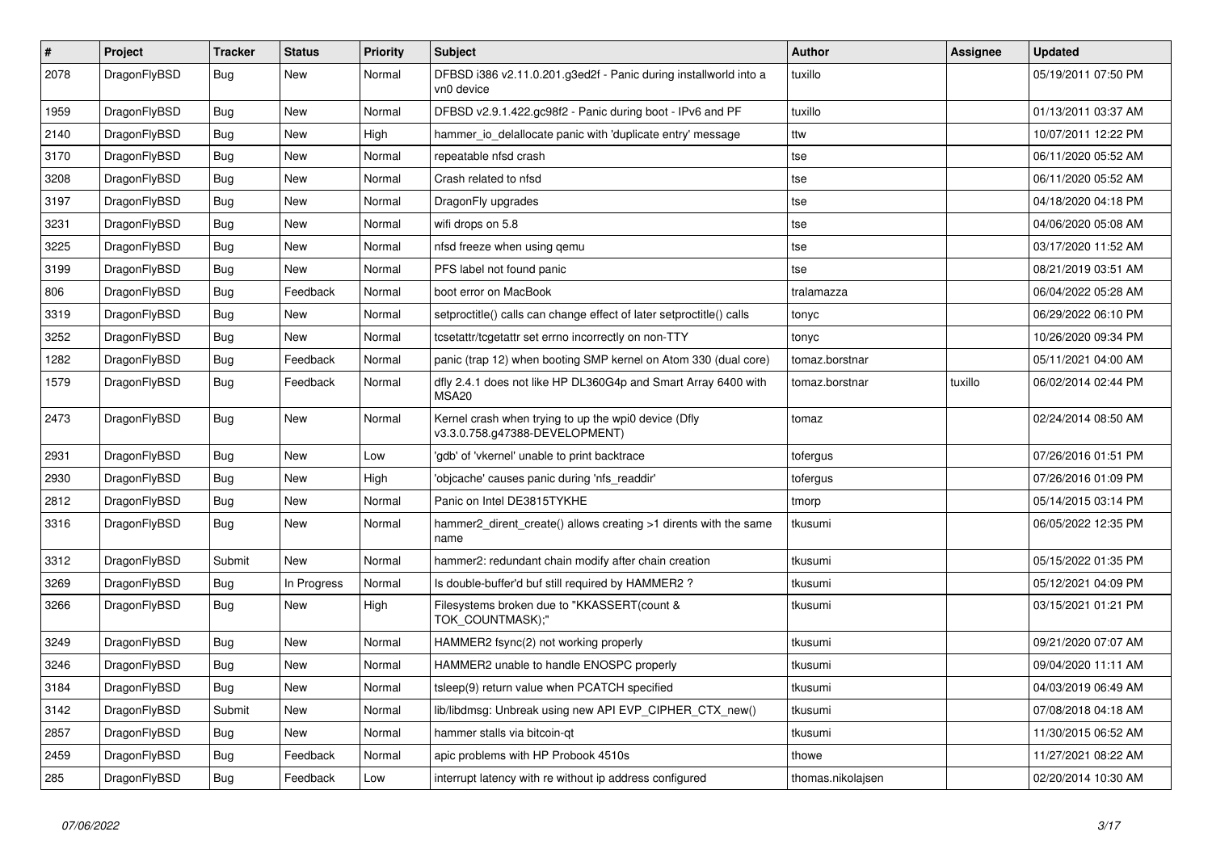| # | Project | Tracker | Status | Priority | Subject | Author | Assignee | Updated |
|---|---|---|---|---|---|---|---|---|
| 2078 | DragonFlyBSD | Bug | New | Normal | DFBSD i386 v2.11.0.201.g3ed2f - Panic during installworld into a vn0 device | tuxillo | | 05/19/2011 07:50 PM |
| 1959 | DragonFlyBSD | Bug | New | Normal | DFBSD v2.9.1.422.gc98f2 - Panic during boot - IPv6 and PF | tuxillo | | 01/13/2011 03:37 AM |
| 2140 | DragonFlyBSD | Bug | New | High | hammer_io_delallocate panic with 'duplicate entry' message | ttw | | 10/07/2011 12:22 PM |
| 3170 | DragonFlyBSD | Bug | New | Normal | repeatable nfsd crash | tse | | 06/11/2020 05:52 AM |
| 3208 | DragonFlyBSD | Bug | New | Normal | Crash related to nfsd | tse | | 06/11/2020 05:52 AM |
| 3197 | DragonFlyBSD | Bug | New | Normal | DragonFly upgrades | tse | | 04/18/2020 04:18 PM |
| 3231 | DragonFlyBSD | Bug | New | Normal | wifi drops on 5.8 | tse | | 04/06/2020 05:08 AM |
| 3225 | DragonFlyBSD | Bug | New | Normal | nfsd freeze when using qemu | tse | | 03/17/2020 11:52 AM |
| 3199 | DragonFlyBSD | Bug | New | Normal | PFS label not found panic | tse | | 08/21/2019 03:51 AM |
| 806 | DragonFlyBSD | Bug | Feedback | Normal | boot error on MacBook | tralamazza | | 06/04/2022 05:28 AM |
| 3319 | DragonFlyBSD | Bug | New | Normal | setproctitle() calls can change effect of later setproctitle() calls | tonyc | | 06/29/2022 06:10 PM |
| 3252 | DragonFlyBSD | Bug | New | Normal | tcsetattr/tcgetattr set errno incorrectly on non-TTY | tonyc | | 10/26/2020 09:34 PM |
| 1282 | DragonFlyBSD | Bug | Feedback | Normal | panic (trap 12) when booting SMP kernel on Atom 330 (dual core) | tomaz.borstnar | | 05/11/2021 04:00 AM |
| 1579 | DragonFlyBSD | Bug | Feedback | Normal | dfly 2.4.1 does not like HP DL360G4p and Smart Array 6400 with MSA20 | tomaz.borstnar | tuxillo | 06/02/2014 02:44 PM |
| 2473 | DragonFlyBSD | Bug | New | Normal | Kernel crash when trying to up the wpi0 device (Dfly v3.3.0.758.g47388-DEVELOPMENT) | tomaz | | 02/24/2014 08:50 AM |
| 2931 | DragonFlyBSD | Bug | New | Low | 'gdb' of 'vkernel' unable to print backtrace | tofergus | | 07/26/2016 01:51 PM |
| 2930 | DragonFlyBSD | Bug | New | High | 'objcache' causes panic during 'nfs_readdir' | tofergus | | 07/26/2016 01:09 PM |
| 2812 | DragonFlyBSD | Bug | New | Normal | Panic on Intel DE3815TYKHE | tmorp | | 05/14/2015 03:14 PM |
| 3316 | DragonFlyBSD | Bug | New | Normal | hammer2_dirent_create() allows creating >1 dirents with the same name | tkusumi | | 06/05/2022 12:35 PM |
| 3312 | DragonFlyBSD | Submit | New | Normal | hammer2: redundant chain modify after chain creation | tkusumi | | 05/15/2022 01:35 PM |
| 3269 | DragonFlyBSD | Bug | In Progress | Normal | Is double-buffer'd buf still required by HAMMER2 ? | tkusumi | | 05/12/2021 04:09 PM |
| 3266 | DragonFlyBSD | Bug | New | High | Filesystems broken due to "KKASSERT(count & TOK_COUNTMASK);" | tkusumi | | 03/15/2021 01:21 PM |
| 3249 | DragonFlyBSD | Bug | New | Normal | HAMMER2 fsync(2) not working properly | tkusumi | | 09/21/2020 07:07 AM |
| 3246 | DragonFlyBSD | Bug | New | Normal | HAMMER2 unable to handle ENOSPC properly | tkusumi | | 09/04/2020 11:11 AM |
| 3184 | DragonFlyBSD | Bug | New | Normal | tsleep(9) return value when PCATCH specified | tkusumi | | 04/03/2019 06:49 AM |
| 3142 | DragonFlyBSD | Submit | New | Normal | lib/libdmsg: Unbreak using new API EVP_CIPHER_CTX_new() | tkusumi | | 07/08/2018 04:18 AM |
| 2857 | DragonFlyBSD | Bug | New | Normal | hammer stalls via bitcoin-qt | tkusumi | | 11/30/2015 06:52 AM |
| 2459 | DragonFlyBSD | Bug | Feedback | Normal | apic problems with HP Probook 4510s | thowe | | 11/27/2021 08:22 AM |
| 285 | DragonFlyBSD | Bug | Feedback | Low | interrupt latency with re without ip address configured | thomas.nikolajsen | | 02/20/2014 10:30 AM |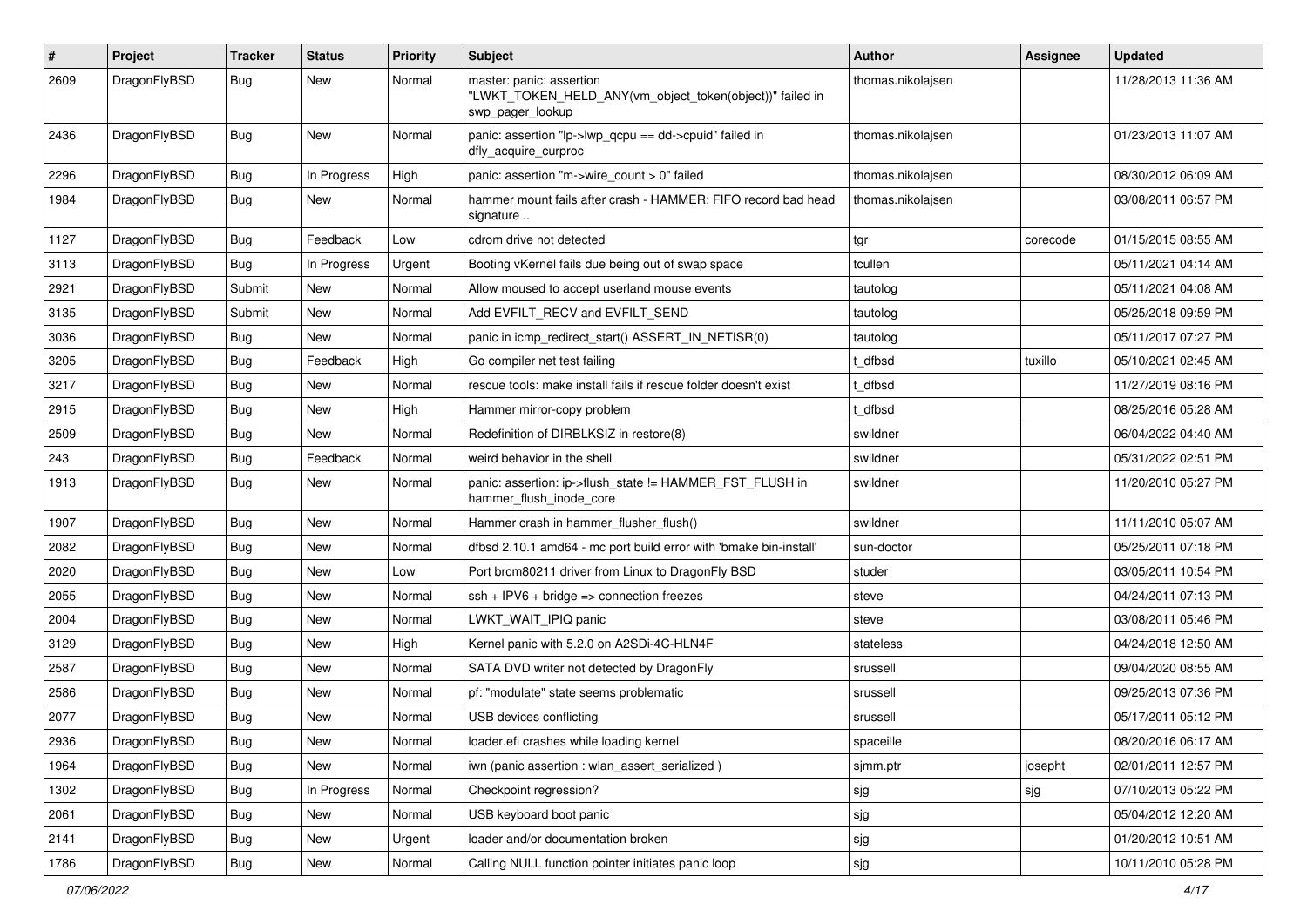| # | Project | Tracker | Status | Priority | Subject | Author | Assignee | Updated |
|---|---|---|---|---|---|---|---|---|
| 2609 | DragonFlyBSD | Bug | New | Normal | master: panic: assertion "LWKT_TOKEN_HELD_ANY(vm_object_token(object))" failed in swp_pager_lookup | thomas.nikolajsen | | 11/28/2013 11:36 AM |
| 2436 | DragonFlyBSD | Bug | New | Normal | panic: assertion "lp->lwp_qcpu == dd->cpuid" failed in dfly_acquire_curproc | thomas.nikolajsen | | 01/23/2013 11:07 AM |
| 2296 | DragonFlyBSD | Bug | In Progress | High | panic: assertion "m->wire_count > 0" failed | thomas.nikolajsen | | 08/30/2012 06:09 AM |
| 1984 | DragonFlyBSD | Bug | New | Normal | hammer mount fails after crash - HAMMER: FIFO record bad head signature .. | thomas.nikolajsen | | 03/08/2011 06:57 PM |
| 1127 | DragonFlyBSD | Bug | Feedback | Low | cdrom drive not detected | tgr | corecode | 01/15/2015 08:55 AM |
| 3113 | DragonFlyBSD | Bug | In Progress | Urgent | Booting vKernel fails due being out of swap space | tcullen | | 05/11/2021 04:14 AM |
| 2921 | DragonFlyBSD | Submit | New | Normal | Allow moused to accept userland mouse events | tautolog | | 05/11/2021 04:08 AM |
| 3135 | DragonFlyBSD | Submit | New | Normal | Add EVFILT_RECV and EVFILT_SEND | tautolog | | 05/25/2018 09:59 PM |
| 3036 | DragonFlyBSD | Bug | New | Normal | panic in icmp_redirect_start() ASSERT_IN_NETISR(0) | tautolog | | 05/11/2017 07:27 PM |
| 3205 | DragonFlyBSD | Bug | Feedback | High | Go compiler net test failing | t_dfbsd | tuxillo | 05/10/2021 02:45 AM |
| 3217 | DragonFlyBSD | Bug | New | Normal | rescue tools: make install fails if rescue folder doesn't exist | t_dfbsd | | 11/27/2019 08:16 PM |
| 2915 | DragonFlyBSD | Bug | New | High | Hammer mirror-copy problem | t_dfbsd | | 08/25/2016 05:28 AM |
| 2509 | DragonFlyBSD | Bug | New | Normal | Redefinition of DIRBLKSIZ in restore(8) | swildner | | 06/04/2022 04:40 AM |
| 243 | DragonFlyBSD | Bug | Feedback | Normal | weird behavior in the shell | swildner | | 05/31/2022 02:51 PM |
| 1913 | DragonFlyBSD | Bug | New | Normal | panic: assertion: ip->flush_state != HAMMER_FST_FLUSH in hammer_flush_inode_core | swildner | | 11/20/2010 05:27 PM |
| 1907 | DragonFlyBSD | Bug | New | Normal | Hammer crash in hammer_flusher_flush() | swildner | | 11/11/2010 05:07 AM |
| 2082 | DragonFlyBSD | Bug | New | Normal | dfbsd 2.10.1 amd64 - mc port build error with 'bmake bin-install' | sun-doctor | | 05/25/2011 07:18 PM |
| 2020 | DragonFlyBSD | Bug | New | Low | Port brcm80211 driver from Linux to DragonFly BSD | studer | | 03/05/2011 10:54 PM |
| 2055 | DragonFlyBSD | Bug | New | Normal | ssh + IPV6 + bridge => connection freezes | steve | | 04/24/2011 07:13 PM |
| 2004 | DragonFlyBSD | Bug | New | Normal | LWKT_WAIT_IPIQ panic | steve | | 03/08/2011 05:46 PM |
| 3129 | DragonFlyBSD | Bug | New | High | Kernel panic with 5.2.0 on A2SDi-4C-HLN4F | stateless | | 04/24/2018 12:50 AM |
| 2587 | DragonFlyBSD | Bug | New | Normal | SATA DVD writer not detected by DragonFly | srussell | | 09/04/2020 08:55 AM |
| 2586 | DragonFlyBSD | Bug | New | Normal | pf: "modulate" state seems problematic | srussell | | 09/25/2013 07:36 PM |
| 2077 | DragonFlyBSD | Bug | New | Normal | USB devices conflicting | srussell | | 05/17/2011 05:12 PM |
| 2936 | DragonFlyBSD | Bug | New | Normal | loader.efi crashes while loading kernel | spaceille | | 08/20/2016 06:17 AM |
| 1964 | DragonFlyBSD | Bug | New | Normal | iwn (panic assertion : wlan_assert_serialized ) | sjmm.ptr | josepht | 02/01/2011 12:57 PM |
| 1302 | DragonFlyBSD | Bug | In Progress | Normal | Checkpoint regression? | sjg | sjg | 07/10/2013 05:22 PM |
| 2061 | DragonFlyBSD | Bug | New | Normal | USB keyboard boot panic | sjg | | 05/04/2012 12:20 AM |
| 2141 | DragonFlyBSD | Bug | New | Urgent | loader and/or documentation broken | sjg | | 01/20/2012 10:51 AM |
| 1786 | DragonFlyBSD | Bug | New | Normal | Calling NULL function pointer initiates panic loop | sjg | | 10/11/2010 05:28 PM |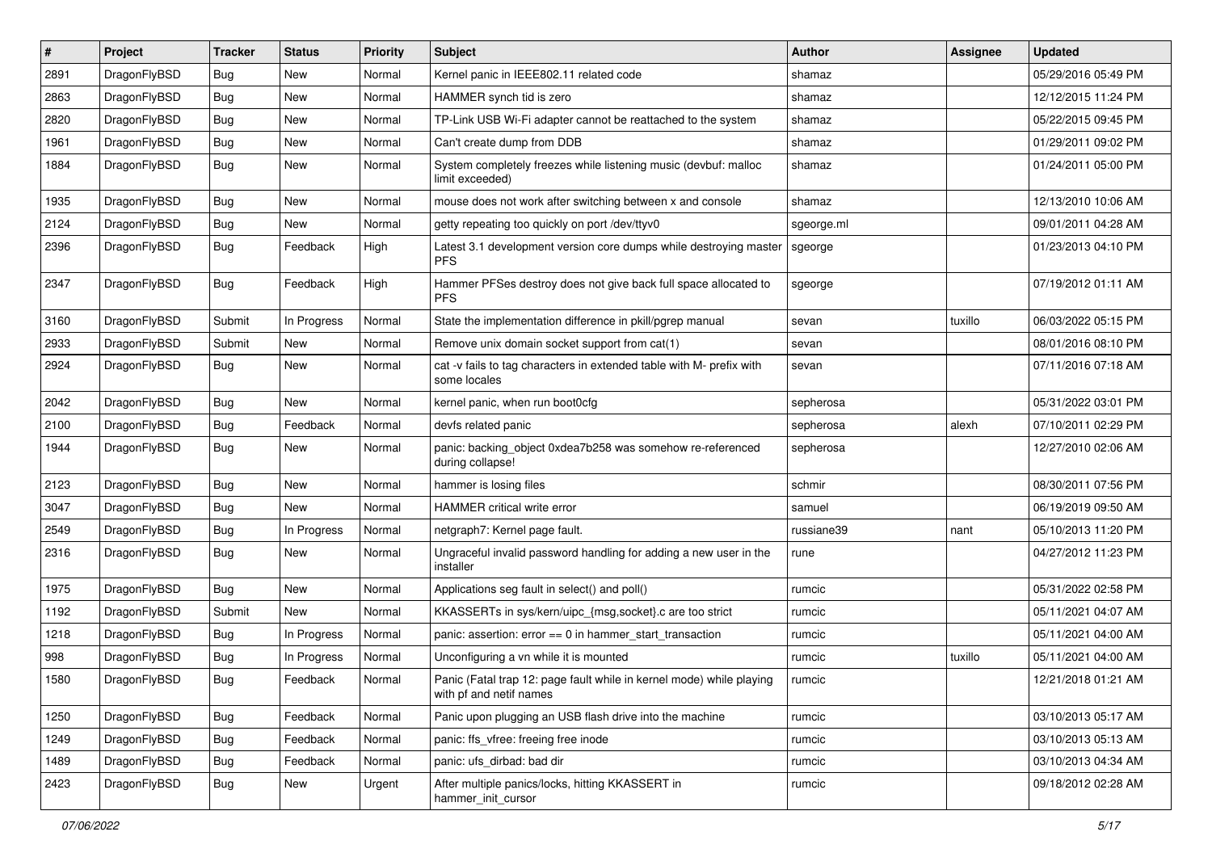| # | Project | Tracker | Status | Priority | Subject | Author | Assignee | Updated |
|---|---|---|---|---|---|---|---|---|
| 2891 | DragonFlyBSD | Bug | New | Normal | Kernel panic in IEEE802.11 related code | shamaz | | 05/29/2016 05:49 PM |
| 2863 | DragonFlyBSD | Bug | New | Normal | HAMMER synch tid is zero | shamaz | | 12/12/2015 11:24 PM |
| 2820 | DragonFlyBSD | Bug | New | Normal | TP-Link USB Wi-Fi adapter cannot be reattached to the system | shamaz | | 05/22/2015 09:45 PM |
| 1961 | DragonFlyBSD | Bug | New | Normal | Can't create dump from DDB | shamaz | | 01/29/2011 09:02 PM |
| 1884 | DragonFlyBSD | Bug | New | Normal | System completely freezes while listening music (devbuf: malloc limit exceeded) | shamaz | | 01/24/2011 05:00 PM |
| 1935 | DragonFlyBSD | Bug | New | Normal | mouse does not work after switching between x and console | shamaz | | 12/13/2010 10:06 AM |
| 2124 | DragonFlyBSD | Bug | New | Normal | getty repeating too quickly on port /dev/ttyv0 | sgeorge.ml | | 09/01/2011 04:28 AM |
| 2396 | DragonFlyBSD | Bug | Feedback | High | Latest 3.1 development version core dumps while destroying master PFS | sgeorge | | 01/23/2013 04:10 PM |
| 2347 | DragonFlyBSD | Bug | Feedback | High | Hammer PFSes destroy does not give back full space allocated to PFS | sgeorge | | 07/19/2012 01:11 AM |
| 3160 | DragonFlyBSD | Submit | In Progress | Normal | State the implementation difference in pkill/pgrep manual | sevan | tuxillo | 06/03/2022 05:15 PM |
| 2933 | DragonFlyBSD | Submit | New | Normal | Remove unix domain socket support from cat(1) | sevan | | 08/01/2016 08:10 PM |
| 2924 | DragonFlyBSD | Bug | New | Normal | cat -v fails to tag characters in extended table with M- prefix with some locales | sevan | | 07/11/2016 07:18 AM |
| 2042 | DragonFlyBSD | Bug | New | Normal | kernel panic, when run boot0cfg | sepherosa | | 05/31/2022 03:01 PM |
| 2100 | DragonFlyBSD | Bug | Feedback | Normal | devfs related panic | sepherosa | alexh | 07/10/2011 02:29 PM |
| 1944 | DragonFlyBSD | Bug | New | Normal | panic: backing_object 0xdea7b258 was somehow re-referenced during collapse! | sepherosa | | 12/27/2010 02:06 AM |
| 2123 | DragonFlyBSD | Bug | New | Normal | hammer is losing files | schmir | | 08/30/2011 07:56 PM |
| 3047 | DragonFlyBSD | Bug | New | Normal | HAMMER critical write error | samuel | | 06/19/2019 09:50 AM |
| 2549 | DragonFlyBSD | Bug | In Progress | Normal | netgraph7: Kernel page fault. | russiane39 | nant | 05/10/2013 11:20 PM |
| 2316 | DragonFlyBSD | Bug | New | Normal | Ungraceful invalid password handling for adding a new user in the installer | rune | | 04/27/2012 11:23 PM |
| 1975 | DragonFlyBSD | Bug | New | Normal | Applications seg fault in select() and poll() | rumcic | | 05/31/2022 02:58 PM |
| 1192 | DragonFlyBSD | Submit | New | Normal | KKASSERTs in sys/kern/uipc_{msg,socket}.c are too strict | rumcic | | 05/11/2021 04:07 AM |
| 1218 | DragonFlyBSD | Bug | In Progress | Normal | panic: assertion: error == 0 in hammer_start_transaction | rumcic | | 05/11/2021 04:00 AM |
| 998 | DragonFlyBSD | Bug | In Progress | Normal | Unconfiguring a vn while it is mounted | rumcic | tuxillo | 05/11/2021 04:00 AM |
| 1580 | DragonFlyBSD | Bug | Feedback | Normal | Panic (Fatal trap 12: page fault while in kernel mode) while playing with pf and netif names | rumcic | | 12/21/2018 01:21 AM |
| 1250 | DragonFlyBSD | Bug | Feedback | Normal | Panic upon plugging an USB flash drive into the machine | rumcic | | 03/10/2013 05:17 AM |
| 1249 | DragonFlyBSD | Bug | Feedback | Normal | panic: ffs_vfree: freeing free inode | rumcic | | 03/10/2013 05:13 AM |
| 1489 | DragonFlyBSD | Bug | Feedback | Normal | panic: ufs_dirbad: bad dir | rumcic | | 03/10/2013 04:34 AM |
| 2423 | DragonFlyBSD | Bug | New | Urgent | After multiple panics/locks, hitting KKASSERT in hammer_init_cursor | rumcic | | 09/18/2012 02:28 AM |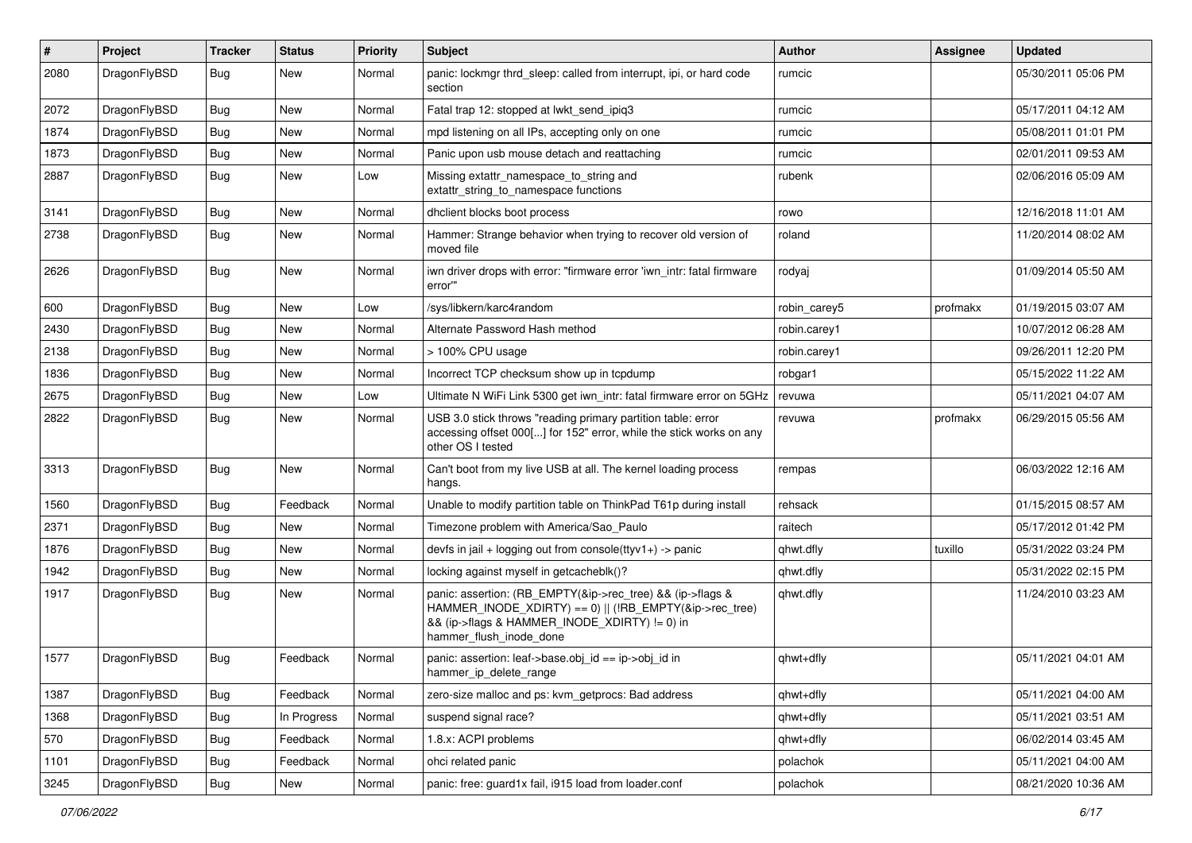| # | Project | Tracker | Status | Priority | Subject | Author | Assignee | Updated |
|---|---|---|---|---|---|---|---|---|
| 2080 | DragonFlyBSD | Bug | New | Normal | panic: lockmgr thrd_sleep: called from interrupt, ipi, or hard code section | rumcic | | 05/30/2011 05:06 PM |
| 2072 | DragonFlyBSD | Bug | New | Normal | Fatal trap 12: stopped at lwkt_send_ipiq3 | rumcic | | 05/17/2011 04:12 AM |
| 1874 | DragonFlyBSD | Bug | New | Normal | mpd listening on all IPs, accepting only on one | rumcic | | 05/08/2011 01:01 PM |
| 1873 | DragonFlyBSD | Bug | New | Normal | Panic upon usb mouse detach and reattaching | rumcic | | 02/01/2011 09:53 AM |
| 2887 | DragonFlyBSD | Bug | New | Low | Missing extattr_namespace_to_string and extattr_string_to_namespace functions | rubenk | | 02/06/2016 05:09 AM |
| 3141 | DragonFlyBSD | Bug | New | Normal | dhclient blocks boot process | rowo | | 12/16/2018 11:01 AM |
| 2738 | DragonFlyBSD | Bug | New | Normal | Hammer: Strange behavior when trying to recover old version of moved file | roland | | 11/20/2014 08:02 AM |
| 2626 | DragonFlyBSD | Bug | New | Normal | iwn driver drops with error: "firmware error 'iwn_intr: fatal firmware error'" | rodyaj | | 01/09/2014 05:50 AM |
| 600 | DragonFlyBSD | Bug | New | Low | /sys/libkern/karc4random | robin_carey5 | profmakx | 01/19/2015 03:07 AM |
| 2430 | DragonFlyBSD | Bug | New | Normal | Alternate Password Hash method | robin.carey1 | | 10/07/2012 06:28 AM |
| 2138 | DragonFlyBSD | Bug | New | Normal | > 100% CPU usage | robin.carey1 | | 09/26/2011 12:20 PM |
| 1836 | DragonFlyBSD | Bug | New | Normal | Incorrect TCP checksum show up in tcpdump | robgar1 | | 05/15/2022 11:22 AM |
| 2675 | DragonFlyBSD | Bug | New | Low | Ultimate N WiFi Link 5300 get iwn_intr: fatal firmware error on 5GHz | revuwa | | 05/11/2021 04:07 AM |
| 2822 | DragonFlyBSD | Bug | New | Normal | USB 3.0 stick throws "reading primary partition table: error accessing offset 000[...] for 152" error, while the stick works on any other OS I tested | revuwa | profmakx | 06/29/2015 05:56 AM |
| 3313 | DragonFlyBSD | Bug | New | Normal | Can't boot from my live USB at all. The kernel loading process hangs. | rempas | | 06/03/2022 12:16 AM |
| 1560 | DragonFlyBSD | Bug | Feedback | Normal | Unable to modify partition table on ThinkPad T61p during install | rehsack | | 01/15/2015 08:57 AM |
| 2371 | DragonFlyBSD | Bug | New | Normal | Timezone problem with America/Sao_Paulo | raitech | | 05/17/2012 01:42 PM |
| 1876 | DragonFlyBSD | Bug | New | Normal | devfs in jail + logging out from console(ttyv1+) -> panic | qhwt.dfly | tuxillo | 05/31/2022 03:24 PM |
| 1942 | DragonFlyBSD | Bug | New | Normal | locking against myself in getcacheblk()? | qhwt.dfly | | 05/31/2022 02:15 PM |
| 1917 | DragonFlyBSD | Bug | New | Normal | panic: assertion: (RB_EMPTY(&ip->rec_tree) && (ip->flags & HAMMER_INODE_XDIRTY) == 0) \|\| (!RB_EMPTY(&ip->rec_tree) && (ip->flags & HAMMER_INODE_XDIRTY) != 0) in hammer_flush_inode_done | qhwt.dfly | | 11/24/2010 03:23 AM |
| 1577 | DragonFlyBSD | Bug | Feedback | Normal | panic: assertion: leaf->base.obj_id == ip->obj_id in hammer_ip_delete_range | qhwt+dfly | | 05/11/2021 04:01 AM |
| 1387 | DragonFlyBSD | Bug | Feedback | Normal | zero-size malloc and ps: kvm_getprocs: Bad address | qhwt+dfly | | 05/11/2021 04:00 AM |
| 1368 | DragonFlyBSD | Bug | In Progress | Normal | suspend signal race? | qhwt+dfly | | 05/11/2021 03:51 AM |
| 570 | DragonFlyBSD | Bug | Feedback | Normal | 1.8.x: ACPI problems | qhwt+dfly | | 06/02/2014 03:45 AM |
| 1101 | DragonFlyBSD | Bug | Feedback | Normal | ohci related panic | polachok | | 05/11/2021 04:00 AM |
| 3245 | DragonFlyBSD | Bug | New | Normal | panic: free: guard1x fail, i915 load from loader.conf | polachok | | 08/21/2020 10:36 AM |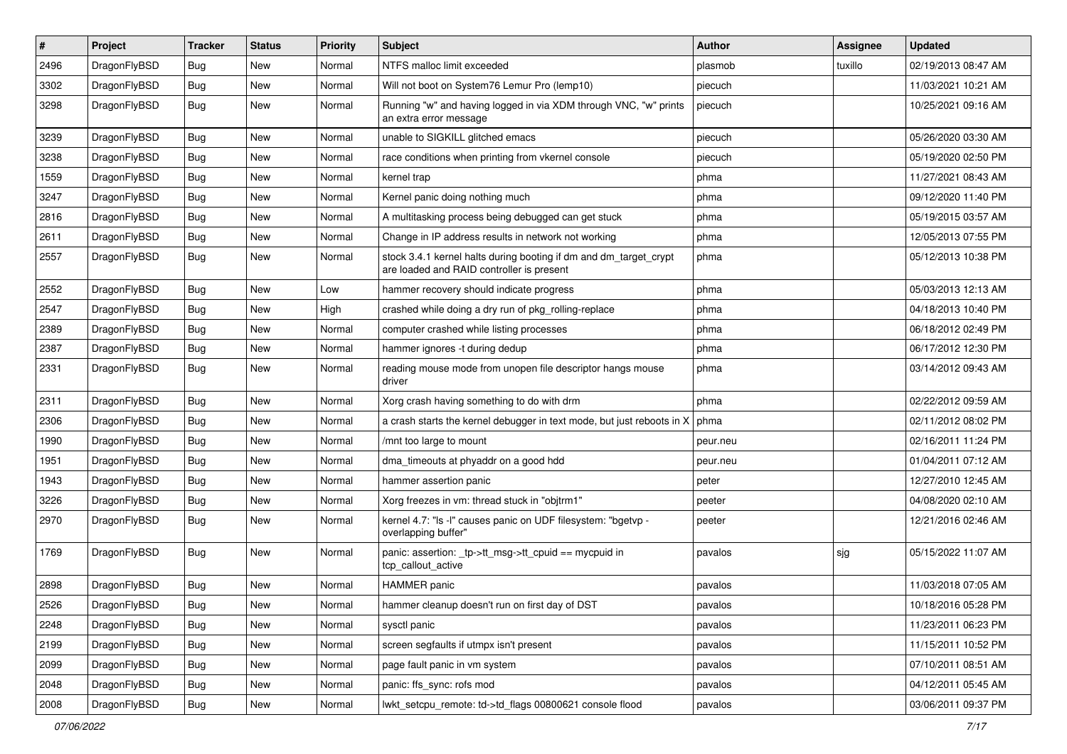| # | Project | Tracker | Status | Priority | Subject | Author | Assignee | Updated |
|---|---|---|---|---|---|---|---|---|
| 2496 | DragonFlyBSD | Bug | New | Normal | NTFS malloc limit exceeded | plasmob | tuxillo | 02/19/2013 08:47 AM |
| 3302 | DragonFlyBSD | Bug | New | Normal | Will not boot on System76 Lemur Pro (lemp10) | piecuch | | 11/03/2021 10:21 AM |
| 3298 | DragonFlyBSD | Bug | New | Normal | Running "w" and having logged in via XDM through VNC, "w" prints an extra error message | piecuch | | 10/25/2021 09:16 AM |
| 3239 | DragonFlyBSD | Bug | New | Normal | unable to SIGKILL glitched emacs | piecuch | | 05/26/2020 03:30 AM |
| 3238 | DragonFlyBSD | Bug | New | Normal | race conditions when printing from vkernel console | piecuch | | 05/19/2020 02:50 PM |
| 1559 | DragonFlyBSD | Bug | New | Normal | kernel trap | phma | | 11/27/2021 08:43 AM |
| 3247 | DragonFlyBSD | Bug | New | Normal | Kernel panic doing nothing much | phma | | 09/12/2020 11:40 PM |
| 2816 | DragonFlyBSD | Bug | New | Normal | A multitasking process being debugged can get stuck | phma | | 05/19/2015 03:57 AM |
| 2611 | DragonFlyBSD | Bug | New | Normal | Change in IP address results in network not working | phma | | 12/05/2013 07:55 PM |
| 2557 | DragonFlyBSD | Bug | New | Normal | stock 3.4.1 kernel halts during booting if dm and dm_target_crypt are loaded and RAID controller is present | phma | | 05/12/2013 10:38 PM |
| 2552 | DragonFlyBSD | Bug | New | Low | hammer recovery should indicate progress | phma | | 05/03/2013 12:13 AM |
| 2547 | DragonFlyBSD | Bug | New | High | crashed while doing a dry run of pkg_rolling-replace | phma | | 04/18/2013 10:40 PM |
| 2389 | DragonFlyBSD | Bug | New | Normal | computer crashed while listing processes | phma | | 06/18/2012 02:49 PM |
| 2387 | DragonFlyBSD | Bug | New | Normal | hammer ignores -t during dedup | phma | | 06/17/2012 12:30 PM |
| 2331 | DragonFlyBSD | Bug | New | Normal | reading mouse mode from unopen file descriptor hangs mouse driver | phma | | 03/14/2012 09:43 AM |
| 2311 | DragonFlyBSD | Bug | New | Normal | Xorg crash having something to do with drm | phma | | 02/22/2012 09:59 AM |
| 2306 | DragonFlyBSD | Bug | New | Normal | a crash starts the kernel debugger in text mode, but just reboots in X | phma | | 02/11/2012 08:02 PM |
| 1990 | DragonFlyBSD | Bug | New | Normal | /mnt too large to mount | peur.neu | | 02/16/2011 11:24 PM |
| 1951 | DragonFlyBSD | Bug | New | Normal | dma_timeouts at phyaddr on a good hdd | peur.neu | | 01/04/2011 07:12 AM |
| 1943 | DragonFlyBSD | Bug | New | Normal | hammer assertion panic | peter | | 12/27/2010 12:45 AM |
| 3226 | DragonFlyBSD | Bug | New | Normal | Xorg freezes in vm: thread stuck in "objtrm1" | peeter | | 04/08/2020 02:10 AM |
| 2970 | DragonFlyBSD | Bug | New | Normal | kernel 4.7: "ls -l" causes panic on UDF filesystem: "bgetvp - overlapping buffer" | peeter | | 12/21/2016 02:46 AM |
| 1769 | DragonFlyBSD | Bug | New | Normal | panic: assertion: _tp->tt_msg->tt_cpuid == mycpuid in tcp_callout_active | pavalos | sjg | 05/15/2022 11:07 AM |
| 2898 | DragonFlyBSD | Bug | New | Normal | HAMMER panic | pavalos | | 11/03/2018 07:05 AM |
| 2526 | DragonFlyBSD | Bug | New | Normal | hammer cleanup doesn't run on first day of DST | pavalos | | 10/18/2016 05:28 PM |
| 2248 | DragonFlyBSD | Bug | New | Normal | sysctl panic | pavalos | | 11/23/2011 06:23 PM |
| 2199 | DragonFlyBSD | Bug | New | Normal | screen segfaults if utmpx isn't present | pavalos | | 11/15/2011 10:52 PM |
| 2099 | DragonFlyBSD | Bug | New | Normal | page fault panic in vm system | pavalos | | 07/10/2011 08:51 AM |
| 2048 | DragonFlyBSD | Bug | New | Normal | panic: ffs_sync: rofs mod | pavalos | | 04/12/2011 05:45 AM |
| 2008 | DragonFlyBSD | Bug | New | Normal | lwkt_setcpu_remote: td->td_flags 00800621 console flood | pavalos | | 03/06/2011 09:37 PM |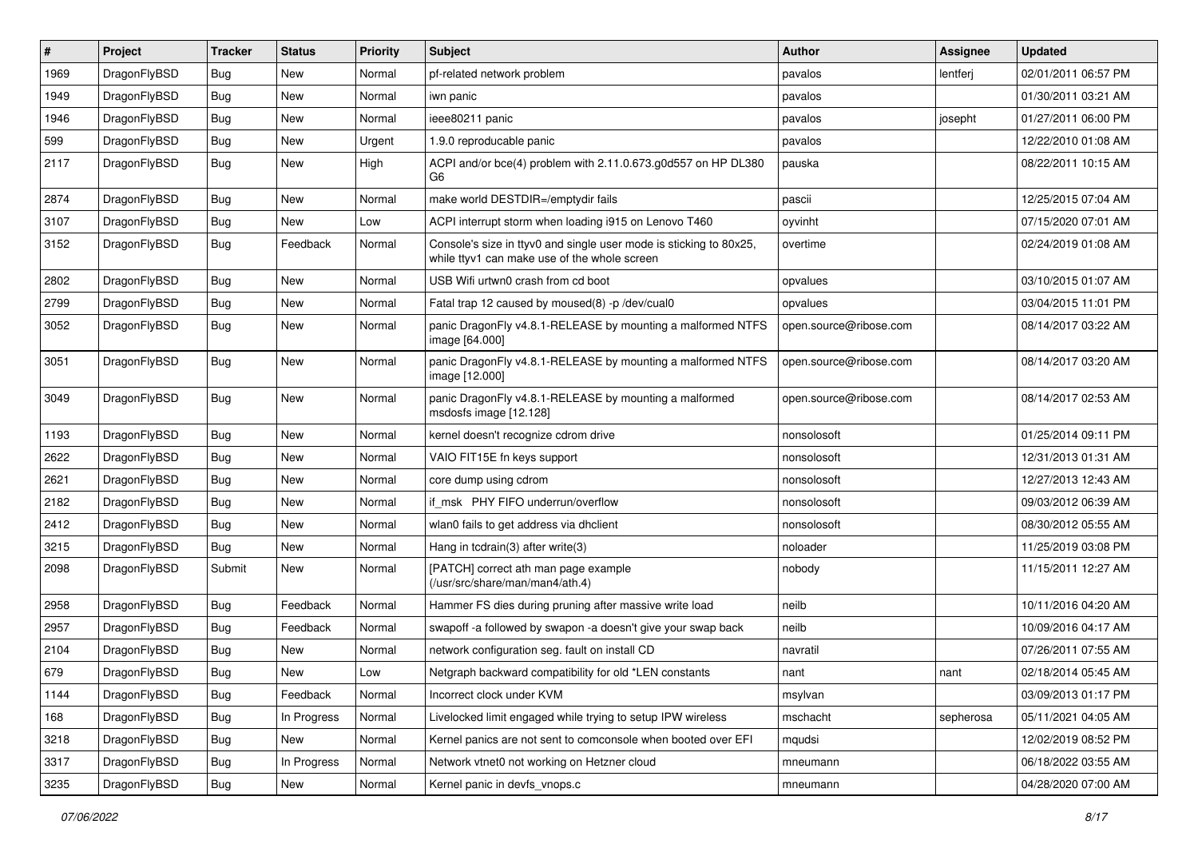| # | Project | Tracker | Status | Priority | Subject | Author | Assignee | Updated |
|---|---|---|---|---|---|---|---|---|
| 1969 | DragonFlyBSD | Bug | New | Normal | pf-related network problem | pavalos | lentferj | 02/01/2011 06:57 PM |
| 1949 | DragonFlyBSD | Bug | New | Normal | iwn panic | pavalos | | 01/30/2011 03:21 AM |
| 1946 | DragonFlyBSD | Bug | New | Normal | ieee80211 panic | pavalos | josepht | 01/27/2011 06:00 PM |
| 599 | DragonFlyBSD | Bug | New | Urgent | 1.9.0 reproducable panic | pavalos | | 12/22/2010 01:08 AM |
| 2117 | DragonFlyBSD | Bug | New | High | ACPI and/or bce(4) problem with 2.11.0.673.g0d557 on HP DL380 G6 | pauska | | 08/22/2011 10:15 AM |
| 2874 | DragonFlyBSD | Bug | New | Normal | make world DESTDIR=/emptydir fails | pascii | | 12/25/2015 07:04 AM |
| 3107 | DragonFlyBSD | Bug | New | Low | ACPI interrupt storm when loading i915 on Lenovo T460 | oyvinht | | 07/15/2020 07:01 AM |
| 3152 | DragonFlyBSD | Bug | Feedback | Normal | Console's size in ttyv0 and single user mode is sticking to 80x25, while ttyv1 can make use of the whole screen | overtime | | 02/24/2019 01:08 AM |
| 2802 | DragonFlyBSD | Bug | New | Normal | USB Wifi urtwn0 crash from cd boot | opvalues | | 03/10/2015 01:07 AM |
| 2799 | DragonFlyBSD | Bug | New | Normal | Fatal trap 12 caused by moused(8) -p /dev/cual0 | opvalues | | 03/04/2015 11:01 PM |
| 3052 | DragonFlyBSD | Bug | New | Normal | panic DragonFly v4.8.1-RELEASE by mounting a malformed NTFS image [64.000] | open.source@ribose.com | | 08/14/2017 03:22 AM |
| 3051 | DragonFlyBSD | Bug | New | Normal | panic DragonFly v4.8.1-RELEASE by mounting a malformed NTFS image [12.000] | open.source@ribose.com | | 08/14/2017 03:20 AM |
| 3049 | DragonFlyBSD | Bug | New | Normal | panic DragonFly v4.8.1-RELEASE by mounting a malformed msdosfs image [12.128] | open.source@ribose.com | | 08/14/2017 02:53 AM |
| 1193 | DragonFlyBSD | Bug | New | Normal | kernel doesn't recognize cdrom drive | nonsolosoft | | 01/25/2014 09:11 PM |
| 2622 | DragonFlyBSD | Bug | New | Normal | VAIO FIT15E fn keys support | nonsolosoft | | 12/31/2013 01:31 AM |
| 2621 | DragonFlyBSD | Bug | New | Normal | core dump using cdrom | nonsolosoft | | 12/27/2013 12:43 AM |
| 2182 | DragonFlyBSD | Bug | New | Normal | if_msk PHY FIFO underrun/overflow | nonsolosoft | | 09/03/2012 06:39 AM |
| 2412 | DragonFlyBSD | Bug | New | Normal | wlan0 fails to get address via dhclient | nonsolosoft | | 08/30/2012 05:55 AM |
| 3215 | DragonFlyBSD | Bug | New | Normal | Hang in tcdrain(3) after write(3) | noloader | | 11/25/2019 03:08 PM |
| 2098 | DragonFlyBSD | Submit | New | Normal | [PATCH] correct ath man page example (/usr/src/share/man/man4/ath.4) | nobody | | 11/15/2011 12:27 AM |
| 2958 | DragonFlyBSD | Bug | Feedback | Normal | Hammer FS dies during pruning after massive write load | neilb | | 10/11/2016 04:20 AM |
| 2957 | DragonFlyBSD | Bug | Feedback | Normal | swapoff -a followed by swapon -a doesn't give your swap back | neilb | | 10/09/2016 04:17 AM |
| 2104 | DragonFlyBSD | Bug | New | Normal | network configuration seg. fault on install CD | navratil | | 07/26/2011 07:55 AM |
| 679 | DragonFlyBSD | Bug | New | Low | Netgraph backward compatibility for old *LEN constants | nant | nant | 02/18/2014 05:45 AM |
| 1144 | DragonFlyBSD | Bug | Feedback | Normal | Incorrect clock under KVM | msylvan | | 03/09/2013 01:17 PM |
| 168 | DragonFlyBSD | Bug | In Progress | Normal | Livelocked limit engaged while trying to setup IPW wireless | mschacht | sepherosa | 05/11/2021 04:05 AM |
| 3218 | DragonFlyBSD | Bug | New | Normal | Kernel panics are not sent to comconsole when booted over EFI | mqudsi | | 12/02/2019 08:52 PM |
| 3317 | DragonFlyBSD | Bug | In Progress | Normal | Network vtnet0 not working on Hetzner cloud | mneumann | | 06/18/2022 03:55 AM |
| 3235 | DragonFlyBSD | Bug | New | Normal | Kernel panic in devfs_vnops.c | mneumann | | 04/28/2020 07:00 AM |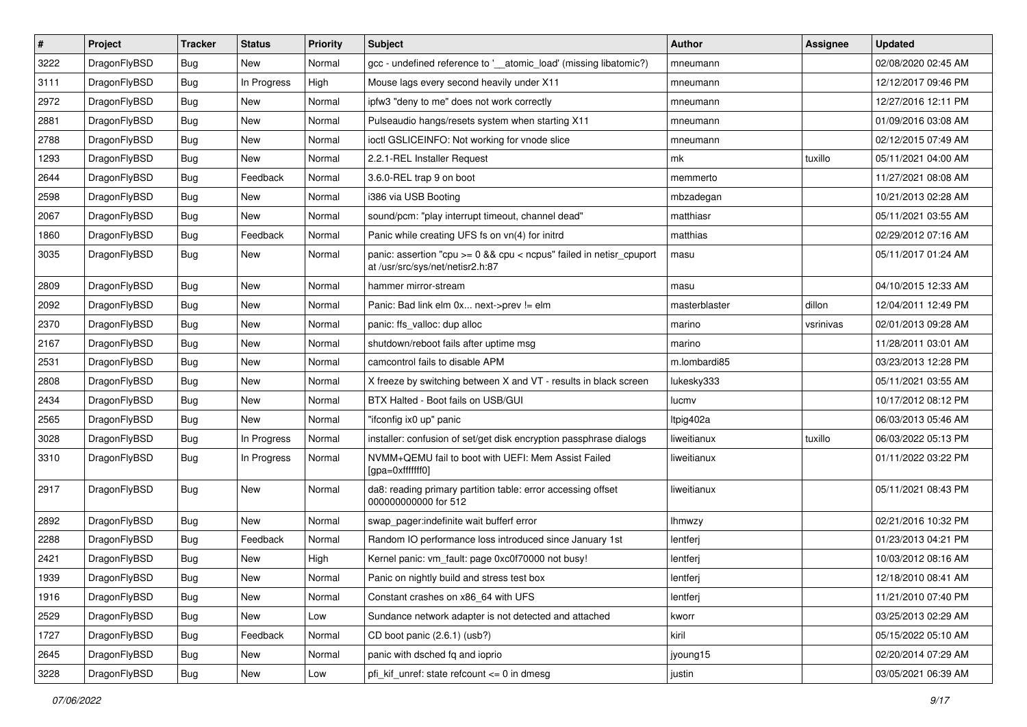| # | Project | Tracker | Status | Priority | Subject | Author | Assignee | Updated |
|---|---|---|---|---|---|---|---|---|
| 3222 | DragonFlyBSD | Bug | New | Normal | gcc - undefined reference to '__atomic_load' (missing libatomic?) | mneumann | | 02/08/2020 02:45 AM |
| 3111 | DragonFlyBSD | Bug | In Progress | High | Mouse lags every second heavily under X11 | mneumann | | 12/12/2017 09:46 PM |
| 2972 | DragonFlyBSD | Bug | New | Normal | ipfw3 "deny to me" does not work correctly | mneumann | | 12/27/2016 12:11 PM |
| 2881 | DragonFlyBSD | Bug | New | Normal | Pulseaudio hangs/resets system when starting X11 | mneumann | | 01/09/2016 03:08 AM |
| 2788 | DragonFlyBSD | Bug | New | Normal | ioctl GSLICEINFO: Not working for vnode slice | mneumann | | 02/12/2015 07:49 AM |
| 1293 | DragonFlyBSD | Bug | New | Normal | 2.2.1-REL Installer Request | mk | tuxillo | 05/11/2021 04:00 AM |
| 2644 | DragonFlyBSD | Bug | Feedback | Normal | 3.6.0-REL trap 9 on boot | memmerto | | 11/27/2021 08:08 AM |
| 2598 | DragonFlyBSD | Bug | New | Normal | i386 via USB Booting | mbzadegan | | 10/21/2013 02:28 AM |
| 2067 | DragonFlyBSD | Bug | New | Normal | sound/pcm: "play interrupt timeout, channel dead" | matthiasr | | 05/11/2021 03:55 AM |
| 1860 | DragonFlyBSD | Bug | Feedback | Normal | Panic while creating UFS fs on vn(4) for initrd | matthias | | 02/29/2012 07:16 AM |
| 3035 | DragonFlyBSD | Bug | New | Normal | panic: assertion "cpu >= 0 && cpu < ncpus" failed in netisr_cpuport at /usr/src/sys/net/netisr2.h:87 | masu | | 05/11/2017 01:24 AM |
| 2809 | DragonFlyBSD | Bug | New | Normal | hammer mirror-stream | masu | | 04/10/2015 12:33 AM |
| 2092 | DragonFlyBSD | Bug | New | Normal | Panic: Bad link elm 0x... next->prev != elm | masterblaster | dillon | 12/04/2011 12:49 PM |
| 2370 | DragonFlyBSD | Bug | New | Normal | panic: ffs_valloc: dup alloc | marino | vsrinivas | 02/01/2013 09:28 AM |
| 2167 | DragonFlyBSD | Bug | New | Normal | shutdown/reboot fails after uptime msg | marino | | 11/28/2011 03:01 AM |
| 2531 | DragonFlyBSD | Bug | New | Normal | camcontrol fails to disable APM | m.lombardi85 | | 03/23/2013 12:28 PM |
| 2808 | DragonFlyBSD | Bug | New | Normal | X freeze by switching between X and VT - results in black screen | lukesky333 | | 05/11/2021 03:55 AM |
| 2434 | DragonFlyBSD | Bug | New | Normal | BTX Halted - Boot fails on USB/GUI | lucmv | | 10/17/2012 08:12 PM |
| 2565 | DragonFlyBSD | Bug | New | Normal | "ifconfig ix0 up" panic | ltpig402a | | 06/03/2013 05:46 AM |
| 3028 | DragonFlyBSD | Bug | In Progress | Normal | installer: confusion of set/get disk encryption passphrase dialogs | liweitianux | tuxillo | 06/03/2022 05:13 PM |
| 3310 | DragonFlyBSD | Bug | In Progress | Normal | NVMM+QEMU fail to boot with UEFI: Mem Assist Failed [gpa=0xfffffff0] | liweitianux | | 01/11/2022 03:22 PM |
| 2917 | DragonFlyBSD | Bug | New | Normal | da8: reading primary partition table: error accessing offset 000000000000 for 512 | liweitianux | | 05/11/2021 08:43 PM |
| 2892 | DragonFlyBSD | Bug | New | Normal | swap_pager:indefinite wait bufferf error | lhmwzy | | 02/21/2016 10:32 PM |
| 2288 | DragonFlyBSD | Bug | Feedback | Normal | Random IO performance loss introduced since January 1st | lentferj | | 01/23/2013 04:21 PM |
| 2421 | DragonFlyBSD | Bug | New | High | Kernel panic: vm_fault: page 0xc0f70000 not busy! | lentferj | | 10/03/2012 08:16 AM |
| 1939 | DragonFlyBSD | Bug | New | Normal | Panic on nightly build and stress test box | lentferj | | 12/18/2010 08:41 AM |
| 1916 | DragonFlyBSD | Bug | New | Normal | Constant crashes on x86_64 with UFS | lentferj | | 11/21/2010 07:40 PM |
| 2529 | DragonFlyBSD | Bug | New | Low | Sundance network adapter is not detected and attached | kworr | | 03/25/2013 02:29 AM |
| 1727 | DragonFlyBSD | Bug | Feedback | Normal | CD boot panic (2.6.1) (usb?) | kiril | | 05/15/2022 05:10 AM |
| 2645 | DragonFlyBSD | Bug | New | Normal | panic with dsched fq and ioprio | jyoung15 | | 02/20/2014 07:29 AM |
| 3228 | DragonFlyBSD | Bug | New | Low | pfi_kif_unref: state refcount <= 0 in dmesg | justin | | 03/05/2021 06:39 AM |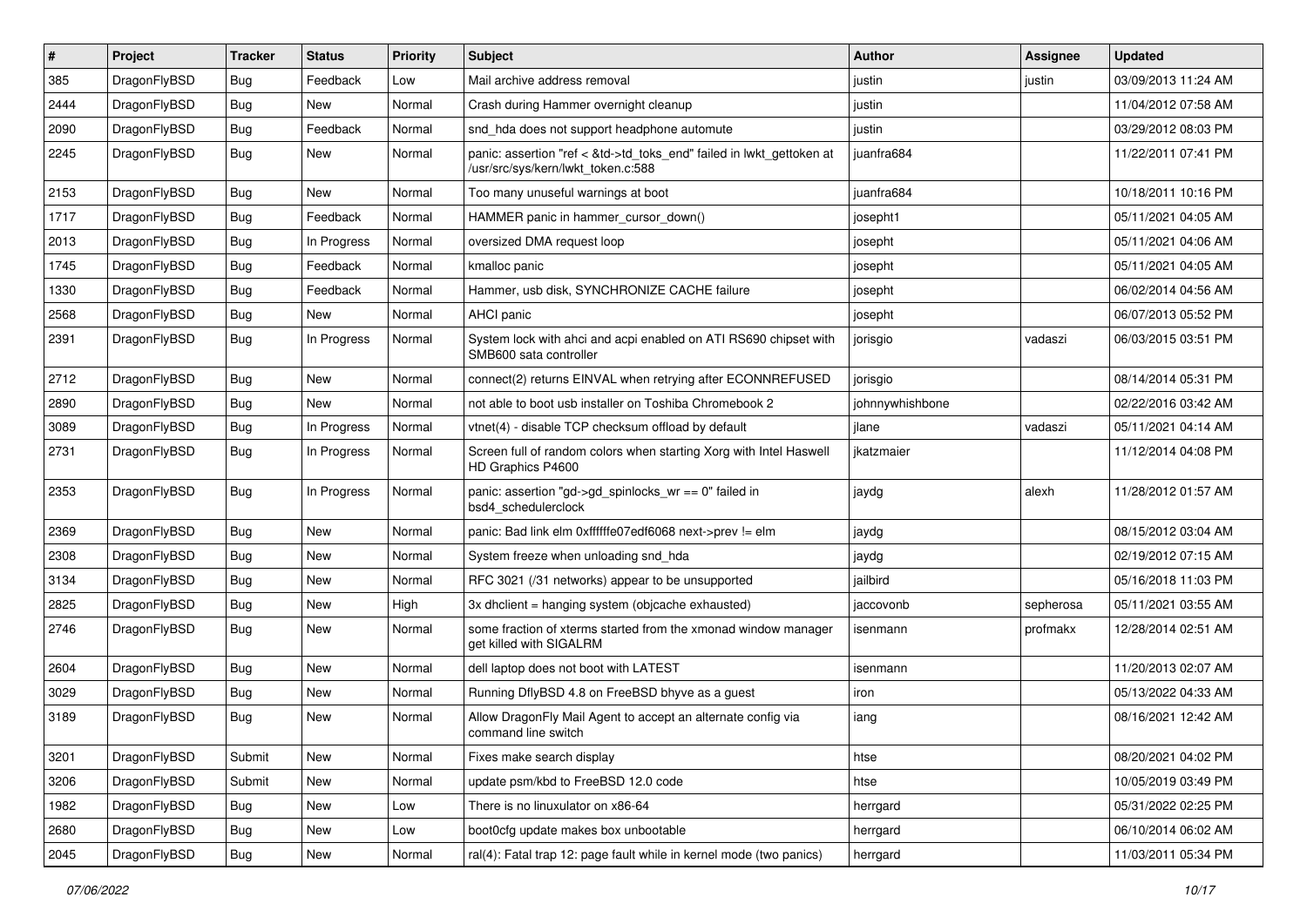| # | Project | Tracker | Status | Priority | Subject | Author | Assignee | Updated |
|---|---|---|---|---|---|---|---|---|
| 385 | DragonFlyBSD | Bug | Feedback | Low | Mail archive address removal | justin | justin | 03/09/2013 11:24 AM |
| 2444 | DragonFlyBSD | Bug | New | Normal | Crash during Hammer overnight cleanup | justin | | 11/04/2012 07:58 AM |
| 2090 | DragonFlyBSD | Bug | Feedback | Normal | snd_hda does not support headphone automute | justin | | 03/29/2012 08:03 PM |
| 2245 | DragonFlyBSD | Bug | New | Normal | panic: assertion "ref < &td->td_toks_end" failed in lwkt_gettoken at /usr/src/sys/kern/lwkt_token.c:588 | juanfra684 | | 11/22/2011 07:41 PM |
| 2153 | DragonFlyBSD | Bug | New | Normal | Too many unuseful warnings at boot | juanfra684 | | 10/18/2011 10:16 PM |
| 1717 | DragonFlyBSD | Bug | Feedback | Normal | HAMMER panic in hammer_cursor_down() | josepht1 | | 05/11/2021 04:05 AM |
| 2013 | DragonFlyBSD | Bug | In Progress | Normal | oversized DMA request loop | josepht | | 05/11/2021 04:06 AM |
| 1745 | DragonFlyBSD | Bug | Feedback | Normal | kmalloc panic | josepht | | 05/11/2021 04:05 AM |
| 1330 | DragonFlyBSD | Bug | Feedback | Normal | Hammer, usb disk, SYNCHRONIZE CACHE failure | josepht | | 06/02/2014 04:56 AM |
| 2568 | DragonFlyBSD | Bug | New | Normal | AHCI panic | josepht | | 06/07/2013 05:52 PM |
| 2391 | DragonFlyBSD | Bug | In Progress | Normal | System lock with ahci and acpi enabled on ATI RS690 chipset with SMB600 sata controller | jorisgio | vadaszi | 06/03/2015 03:51 PM |
| 2712 | DragonFlyBSD | Bug | New | Normal | connect(2) returns EINVAL when retrying after ECONNREFUSED | jorisgio | | 08/14/2014 05:31 PM |
| 2890 | DragonFlyBSD | Bug | New | Normal | not able to boot usb installer on Toshiba Chromebook 2 | johnnywhishbone | | 02/22/2016 03:42 AM |
| 3089 | DragonFlyBSD | Bug | In Progress | Normal | vtnet(4) - disable TCP checksum offload by default | jlane | vadaszi | 05/11/2021 04:14 AM |
| 2731 | DragonFlyBSD | Bug | In Progress | Normal | Screen full of random colors when starting Xorg with Intel Haswell HD Graphics P4600 | jkatzmaier | | 11/12/2014 04:08 PM |
| 2353 | DragonFlyBSD | Bug | In Progress | Normal | panic: assertion "gd->gd_spinlocks_wr == 0" failed in bsd4_schedulerclock | jaydg | alexh | 11/28/2012 01:57 AM |
| 2369 | DragonFlyBSD | Bug | New | Normal | panic: Bad link elm 0xffffffe07edf6068 next->prev != elm | jaydg | | 08/15/2012 03:04 AM |
| 2308 | DragonFlyBSD | Bug | New | Normal | System freeze when unloading snd_hda | jaydg | | 02/19/2012 07:15 AM |
| 3134 | DragonFlyBSD | Bug | New | Normal | RFC 3021 (/31 networks) appear to be unsupported | jailbird | | 05/16/2018 11:03 PM |
| 2825 | DragonFlyBSD | Bug | New | High | 3x dhclient = hanging system (objcache exhausted) | jaccovonb | sepherosa | 05/11/2021 03:55 AM |
| 2746 | DragonFlyBSD | Bug | New | Normal | some fraction of xterms started from the xmonad window manager get killed with SIGALRM | isenmann | profmakx | 12/28/2014 02:51 AM |
| 2604 | DragonFlyBSD | Bug | New | Normal | dell laptop does not boot with LATEST | isenmann | | 11/20/2013 02:07 AM |
| 3029 | DragonFlyBSD | Bug | New | Normal | Running DflyBSD 4.8 on FreeBSD bhyve as a guest | iron | | 05/13/2022 04:33 AM |
| 3189 | DragonFlyBSD | Bug | New | Normal | Allow DragonFly Mail Agent to accept an alternate config via command line switch | iang | | 08/16/2021 12:42 AM |
| 3201 | DragonFlyBSD | Submit | New | Normal | Fixes make search display | htse | | 08/20/2021 04:02 PM |
| 3206 | DragonFlyBSD | Submit | New | Normal | update psm/kbd to FreeBSD 12.0 code | htse | | 10/05/2019 03:49 PM |
| 1982 | DragonFlyBSD | Bug | New | Low | There is no linuxulator on x86-64 | herrgard | | 05/31/2022 02:25 PM |
| 2680 | DragonFlyBSD | Bug | New | Low | boot0cfg update makes box unbootable | herrgard | | 06/10/2014 06:02 AM |
| 2045 | DragonFlyBSD | Bug | New | Normal | ral(4): Fatal trap 12: page fault while in kernel mode (two panics) | herrgard | | 11/03/2011 05:34 PM |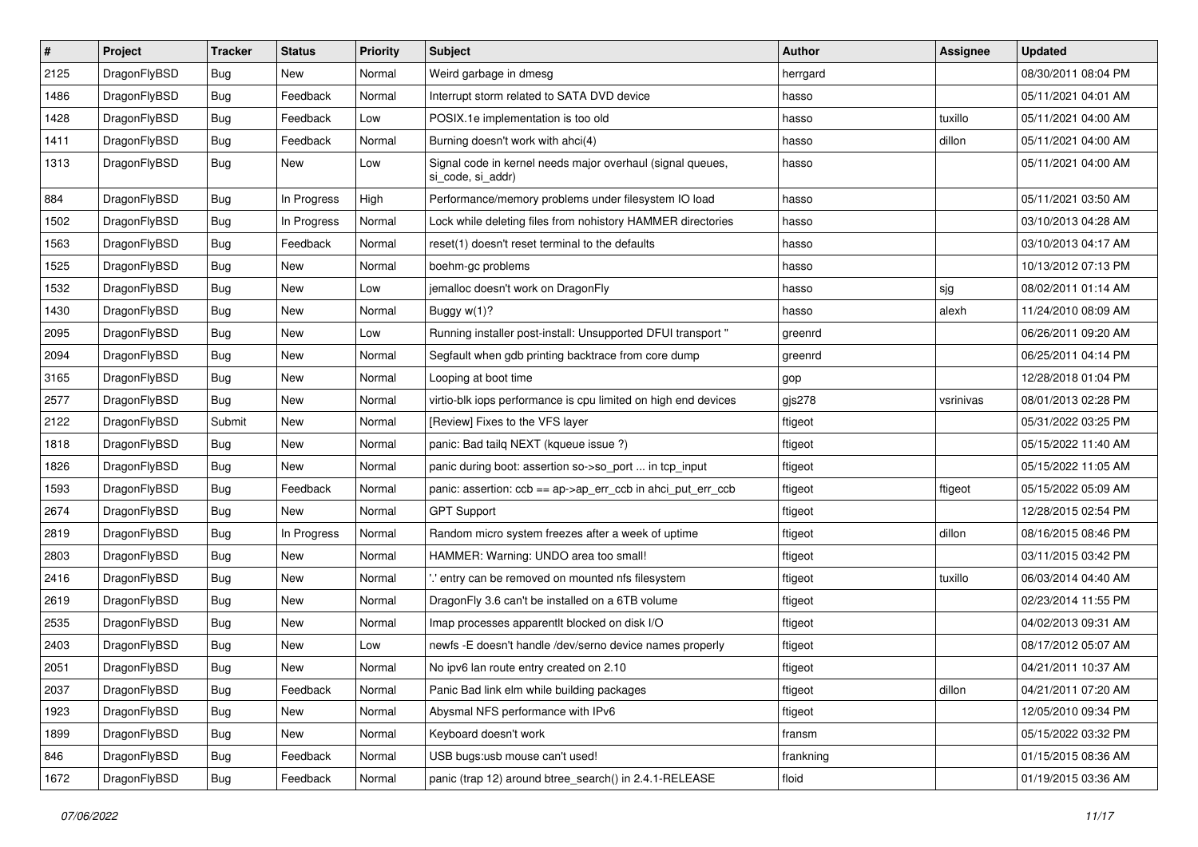| # | Project | Tracker | Status | Priority | Subject | Author | Assignee | Updated |
|---|---|---|---|---|---|---|---|---|
| 2125 | DragonFlyBSD | Bug | New | Normal | Weird garbage in dmesg | herrgard | | 08/30/2011 08:04 PM |
| 1486 | DragonFlyBSD | Bug | Feedback | Normal | Interrupt storm related to SATA DVD device | hasso | | 05/11/2021 04:01 AM |
| 1428 | DragonFlyBSD | Bug | Feedback | Low | POSIX.1e implementation is too old | hasso | tuxillo | 05/11/2021 04:00 AM |
| 1411 | DragonFlyBSD | Bug | Feedback | Normal | Burning doesn't work with ahci(4) | hasso | dillon | 05/11/2021 04:00 AM |
| 1313 | DragonFlyBSD | Bug | New | Low | Signal code in kernel needs major overhaul (signal queues, si_code, si_addr) | hasso | | 05/11/2021 04:00 AM |
| 884 | DragonFlyBSD | Bug | In Progress | High | Performance/memory problems under filesystem IO load | hasso | | 05/11/2021 03:50 AM |
| 1502 | DragonFlyBSD | Bug | In Progress | Normal | Lock while deleting files from nohistory HAMMER directories | hasso | | 03/10/2013 04:28 AM |
| 1563 | DragonFlyBSD | Bug | Feedback | Normal | reset(1) doesn't reset terminal to the defaults | hasso | | 03/10/2013 04:17 AM |
| 1525 | DragonFlyBSD | Bug | New | Normal | boehm-gc problems | hasso | | 10/13/2012 07:13 PM |
| 1532 | DragonFlyBSD | Bug | New | Low | jemalloc doesn't work on DragonFly | hasso | sjg | 08/02/2011 01:14 AM |
| 1430 | DragonFlyBSD | Bug | New | Normal | Buggy w(1)? | hasso | alexh | 11/24/2010 08:09 AM |
| 2095 | DragonFlyBSD | Bug | New | Low | Running installer post-install: Unsupported DFUI transport " | greenrd | | 06/26/2011 09:20 AM |
| 2094 | DragonFlyBSD | Bug | New | Normal | Segfault when gdb printing backtrace from core dump | greenrd | | 06/25/2011 04:14 PM |
| 3165 | DragonFlyBSD | Bug | New | Normal | Looping at boot time | gop | | 12/28/2018 01:04 PM |
| 2577 | DragonFlyBSD | Bug | New | Normal | virtio-blk iops performance is cpu limited on high end devices | gjs278 | vsrinivas | 08/01/2013 02:28 PM |
| 2122 | DragonFlyBSD | Submit | New | Normal | [Review] Fixes to the VFS layer | ftigeot | | 05/31/2022 03:25 PM |
| 1818 | DragonFlyBSD | Bug | New | Normal | panic: Bad tailq NEXT (kqueue issue ?) | ftigeot | | 05/15/2022 11:40 AM |
| 1826 | DragonFlyBSD | Bug | New | Normal | panic during boot: assertion so->so_port ... in tcp_input | ftigeot | | 05/15/2022 11:05 AM |
| 1593 | DragonFlyBSD | Bug | Feedback | Normal | panic: assertion: ccb == ap->ap_err_ccb in ahci_put_err_ccb | ftigeot | ftigeot | 05/15/2022 05:09 AM |
| 2674 | DragonFlyBSD | Bug | New | Normal | GPT Support | ftigeot | | 12/28/2015 02:54 PM |
| 2819 | DragonFlyBSD | Bug | In Progress | Normal | Random micro system freezes after a week of uptime | ftigeot | dillon | 08/16/2015 08:46 PM |
| 2803 | DragonFlyBSD | Bug | New | Normal | HAMMER: Warning: UNDO area too small! | ftigeot | | 03/11/2015 03:42 PM |
| 2416 | DragonFlyBSD | Bug | New | Normal | '.' entry can be removed on mounted nfs filesystem | ftigeot | tuxillo | 06/03/2014 04:40 AM |
| 2619 | DragonFlyBSD | Bug | New | Normal | DragonFly 3.6 can't be installed on a 6TB volume | ftigeot | | 02/23/2014 11:55 PM |
| 2535 | DragonFlyBSD | Bug | New | Normal | Imap processes apparentlt blocked on disk I/O | ftigeot | | 04/02/2013 09:31 AM |
| 2403 | DragonFlyBSD | Bug | New | Low | newfs -E doesn't handle /dev/serno device names properly | ftigeot | | 08/17/2012 05:07 AM |
| 2051 | DragonFlyBSD | Bug | New | Normal | No ipv6 lan route entry created on 2.10 | ftigeot | | 04/21/2011 10:37 AM |
| 2037 | DragonFlyBSD | Bug | Feedback | Normal | Panic Bad link elm while building packages | ftigeot | dillon | 04/21/2011 07:20 AM |
| 1923 | DragonFlyBSD | Bug | New | Normal | Abysmal NFS performance with IPv6 | ftigeot | | 12/05/2010 09:34 PM |
| 1899 | DragonFlyBSD | Bug | New | Normal | Keyboard doesn't work | fransm | | 05/15/2022 03:32 PM |
| 846 | DragonFlyBSD | Bug | Feedback | Normal | USB bugs:usb mouse can't used! | frankning | | 01/15/2015 08:36 AM |
| 1672 | DragonFlyBSD | Bug | Feedback | Normal | panic (trap 12) around btree_search() in 2.4.1-RELEASE | floid | | 01/19/2015 03:36 AM |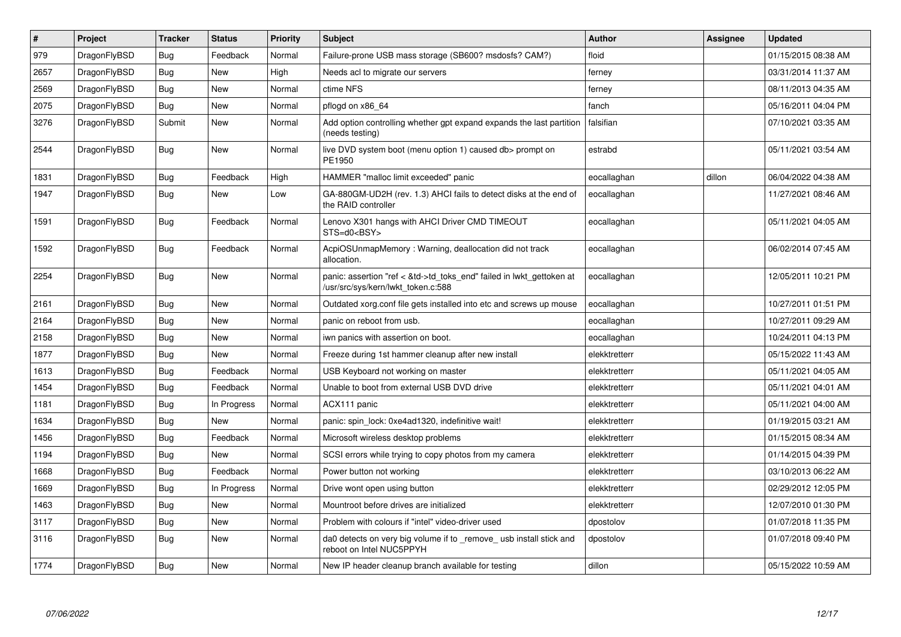| # | Project | Tracker | Status | Priority | Subject | Author | Assignee | Updated |
|---|---|---|---|---|---|---|---|---|
| 979 | DragonFlyBSD | Bug | Feedback | Normal | Failure-prone USB mass storage (SB600? msdosfs? CAM?) | floid | | 01/15/2015 08:38 AM |
| 2657 | DragonFlyBSD | Bug | New | High | Needs acl to migrate our servers | ferney | | 03/31/2014 11:37 AM |
| 2569 | DragonFlyBSD | Bug | New | Normal | ctime NFS | ferney | | 08/11/2013 04:35 AM |
| 2075 | DragonFlyBSD | Bug | New | Normal | pflogd on x86_64 | fanch | | 05/16/2011 04:04 PM |
| 3276 | DragonFlyBSD | Submit | New | Normal | Add option controlling whether gpt expand expands the last partition (needs testing) | falsifian | | 07/10/2021 03:35 AM |
| 2544 | DragonFlyBSD | Bug | New | Normal | live DVD system boot (menu option 1) caused db> prompt on PE1950 | estrabd | | 05/11/2021 03:54 AM |
| 1831 | DragonFlyBSD | Bug | Feedback | High | HAMMER "malloc limit exceeded" panic | eocallaghan | dillon | 06/04/2022 04:38 AM |
| 1947 | DragonFlyBSD | Bug | New | Low | GA-880GM-UD2H (rev. 1.3) AHCI fails to detect disks at the end of the RAID controller | eocallaghan | | 11/27/2021 08:46 AM |
| 1591 | DragonFlyBSD | Bug | Feedback | Normal | Lenovo X301 hangs with AHCI Driver CMD TIMEOUT STS=d0<BSY> | eocallaghan | | 05/11/2021 04:05 AM |
| 1592 | DragonFlyBSD | Bug | Feedback | Normal | AcpiOSUnmapMemory : Warning, deallocation did not track allocation. | eocallaghan | | 06/02/2014 07:45 AM |
| 2254 | DragonFlyBSD | Bug | New | Normal | panic: assertion "ref < &td->td_toks_end" failed in lwkt_gettoken at /usr/src/sys/kern/lwkt_token.c:588 | eocallaghan | | 12/05/2011 10:21 PM |
| 2161 | DragonFlyBSD | Bug | New | Normal | Outdated xorg.conf file gets installed into etc and screws up mouse | eocallaghan | | 10/27/2011 01:51 PM |
| 2164 | DragonFlyBSD | Bug | New | Normal | panic on reboot from usb. | eocallaghan | | 10/27/2011 09:29 AM |
| 2158 | DragonFlyBSD | Bug | New | Normal | iwn panics with assertion on boot. | eocallaghan | | 10/24/2011 04:13 PM |
| 1877 | DragonFlyBSD | Bug | New | Normal | Freeze during 1st hammer cleanup after new install | elekktretterr | | 05/15/2022 11:43 AM |
| 1613 | DragonFlyBSD | Bug | Feedback | Normal | USB Keyboard not working on master | elekktretterr | | 05/11/2021 04:05 AM |
| 1454 | DragonFlyBSD | Bug | Feedback | Normal | Unable to boot from external USB DVD drive | elekktretterr | | 05/11/2021 04:01 AM |
| 1181 | DragonFlyBSD | Bug | In Progress | Normal | ACX111 panic | elekktretterr | | 05/11/2021 04:00 AM |
| 1634 | DragonFlyBSD | Bug | New | Normal | panic: spin_lock: 0xe4ad1320, indefinitive wait! | elekktretterr | | 01/19/2015 03:21 AM |
| 1456 | DragonFlyBSD | Bug | Feedback | Normal | Microsoft wireless desktop problems | elekktretterr | | 01/15/2015 08:34 AM |
| 1194 | DragonFlyBSD | Bug | New | Normal | SCSI errors while trying to copy photos from my camera | elekktretterr | | 01/14/2015 04:39 PM |
| 1668 | DragonFlyBSD | Bug | Feedback | Normal | Power button not working | elekktretterr | | 03/10/2013 06:22 AM |
| 1669 | DragonFlyBSD | Bug | In Progress | Normal | Drive wont open using button | elekktretterr | | 02/29/2012 12:05 PM |
| 1463 | DragonFlyBSD | Bug | New | Normal | Mountroot before drives are initialized | elekktretterr | | 12/07/2010 01:30 PM |
| 3117 | DragonFlyBSD | Bug | New | Normal | Problem with colours if "intel" video-driver used | dpostolov | | 01/07/2018 11:35 PM |
| 3116 | DragonFlyBSD | Bug | New | Normal | da0 detects on very big volume if to _remove_ usb install stick and reboot on Intel NUC5PPYH | dpostolov | | 01/07/2018 09:40 PM |
| 1774 | DragonFlyBSD | Bug | New | Normal | New IP header cleanup branch available for testing | dillon | | 05/15/2022 10:59 AM |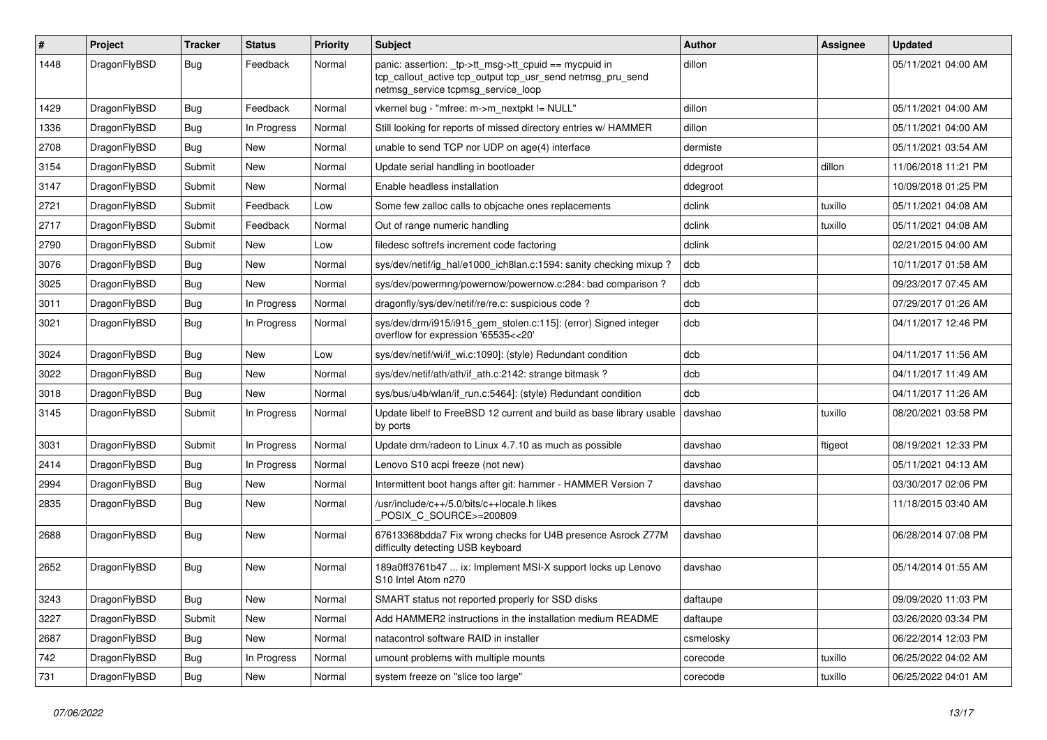| # | Project | Tracker | Status | Priority | Subject | Author | Assignee | Updated |
|---|---|---|---|---|---|---|---|---|
| 1448 | DragonFlyBSD | Bug | Feedback | Normal | panic: assertion: _tp->tt_msg->tt_cpuid == mycpuid in tcp_callout_active tcp_output tcp_usr_send netmsg_pru_send netmsg_service tcpmsg_service_loop | dillon | | 05/11/2021 04:00 AM |
| 1429 | DragonFlyBSD | Bug | Feedback | Normal | vkernel bug - "mfree: m->m_nextpkt != NULL" | dillon | | 05/11/2021 04:00 AM |
| 1336 | DragonFlyBSD | Bug | In Progress | Normal | Still looking for reports of missed directory entries w/ HAMMER | dillon | | 05/11/2021 04:00 AM |
| 2708 | DragonFlyBSD | Bug | New | Normal | unable to send TCP nor UDP on age(4) interface | dermiste | | 05/11/2021 03:54 AM |
| 3154 | DragonFlyBSD | Submit | New | Normal | Update serial handling in bootloader | ddegroot | dillon | 11/06/2018 11:21 PM |
| 3147 | DragonFlyBSD | Submit | New | Normal | Enable headless installation | ddegroot | | 10/09/2018 01:25 PM |
| 2721 | DragonFlyBSD | Submit | Feedback | Low | Some few zalloc calls to objcache ones replacements | dclink | tuxillo | 05/11/2021 04:08 AM |
| 2717 | DragonFlyBSD | Submit | Feedback | Normal | Out of range numeric handling | dclink | tuxillo | 05/11/2021 04:08 AM |
| 2790 | DragonFlyBSD | Submit | New | Low | filedesc softrefs increment code factoring | dclink | | 02/21/2015 04:00 AM |
| 3076 | DragonFlyBSD | Bug | New | Normal | sys/dev/netif/ig_hal/e1000_ich8lan.c:1594: sanity checking mixup ? | dcb | | 10/11/2017 01:58 AM |
| 3025 | DragonFlyBSD | Bug | New | Normal | sys/dev/powermng/powernow/powernow.c:284: bad comparison ? | dcb | | 09/23/2017 07:45 AM |
| 3011 | DragonFlyBSD | Bug | In Progress | Normal | dragonfly/sys/dev/netif/re/re.c: suspicious code ? | dcb | | 07/29/2017 01:26 AM |
| 3021 | DragonFlyBSD | Bug | In Progress | Normal | sys/dev/drm/i915/i915_gem_stolen.c:115]: (error) Signed integer overflow for expression '65535<<20' | dcb | | 04/11/2017 12:46 PM |
| 3024 | DragonFlyBSD | Bug | New | Low | sys/dev/netif/wi/if_wi.c:1090]: (style) Redundant condition | dcb | | 04/11/2017 11:56 AM |
| 3022 | DragonFlyBSD | Bug | New | Normal | sys/dev/netif/ath/ath/if_ath.c:2142: strange bitmask ? | dcb | | 04/11/2017 11:49 AM |
| 3018 | DragonFlyBSD | Bug | New | Normal | sys/bus/u4b/wlan/if_run.c:5464]: (style) Redundant condition | dcb | | 04/11/2017 11:26 AM |
| 3145 | DragonFlyBSD | Submit | In Progress | Normal | Update libelf to FreeBSD 12 current and build as base library usable by ports | davshao | tuxillo | 08/20/2021 03:58 PM |
| 3031 | DragonFlyBSD | Submit | In Progress | Normal | Update drm/radeon to Linux 4.7.10 as much as possible | davshao | ftigeot | 08/19/2021 12:33 PM |
| 2414 | DragonFlyBSD | Bug | In Progress | Normal | Lenovo S10 acpi freeze (not new) | davshao | | 05/11/2021 04:13 AM |
| 2994 | DragonFlyBSD | Bug | New | Normal | Intermittent boot hangs after git: hammer - HAMMER Version 7 | davshao | | 03/30/2017 02:06 PM |
| 2835 | DragonFlyBSD | Bug | New | Normal | /usr/include/c++/5.0/bits/c++locale.h likes _POSIX_C_SOURCE>=200809 | davshao | | 11/18/2015 03:40 AM |
| 2688 | DragonFlyBSD | Bug | New | Normal | 67613368bdda7 Fix wrong checks for U4B presence Asrock Z77M difficulty detecting USB keyboard | davshao | | 06/28/2014 07:08 PM |
| 2652 | DragonFlyBSD | Bug | New | Normal | 189a0ff3761b47 ... ix: Implement MSI-X support locks up Lenovo S10 Intel Atom n270 | davshao | | 05/14/2014 01:55 AM |
| 3243 | DragonFlyBSD | Bug | New | Normal | SMART status not reported properly for SSD disks | daftaupe | | 09/09/2020 11:03 PM |
| 3227 | DragonFlyBSD | Submit | New | Normal | Add HAMMER2 instructions in the installation medium README | daftaupe | | 03/26/2020 03:34 PM |
| 2687 | DragonFlyBSD | Bug | New | Normal | natacontrol software RAID in installer | csmelosky | | 06/22/2014 12:03 PM |
| 742 | DragonFlyBSD | Bug | In Progress | Normal | umount problems with multiple mounts | corecode | tuxillo | 06/25/2022 04:02 AM |
| 731 | DragonFlyBSD | Bug | New | Normal | system freeze on "slice too large" | corecode | tuxillo | 06/25/2022 04:01 AM |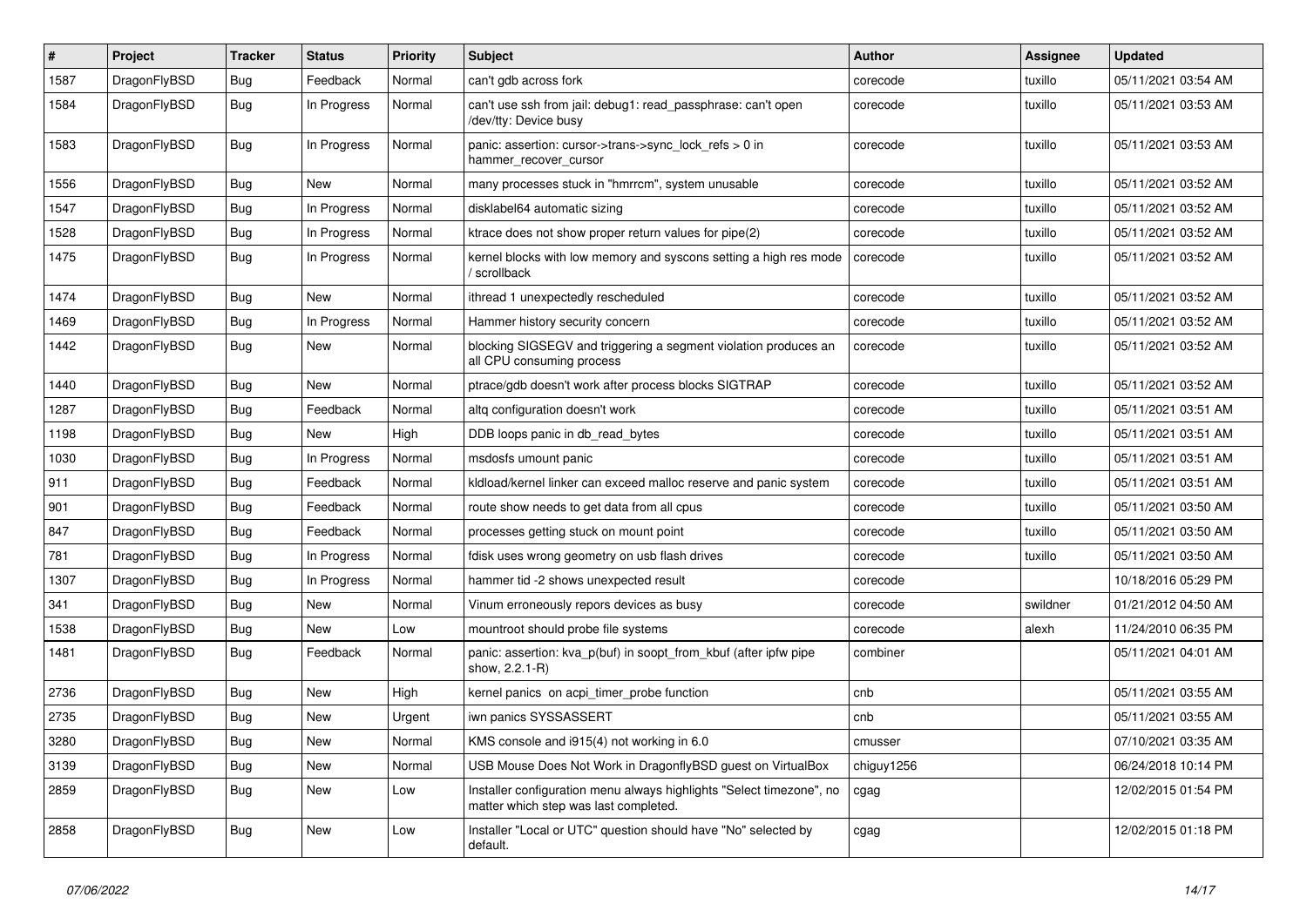| # | Project | Tracker | Status | Priority | Subject | Author | Assignee | Updated |
|---|---|---|---|---|---|---|---|---|
| 1587 | DragonFlyBSD | Bug | Feedback | Normal | can't gdb across fork | corecode | tuxillo | 05/11/2021 03:54 AM |
| 1584 | DragonFlyBSD | Bug | In Progress | Normal | can't use ssh from jail: debug1: read_passphrase: can't open /dev/tty: Device busy | corecode | tuxillo | 05/11/2021 03:53 AM |
| 1583 | DragonFlyBSD | Bug | In Progress | Normal | panic: assertion: cursor->trans->sync_lock_refs > 0 in hammer_recover_cursor | corecode | tuxillo | 05/11/2021 03:53 AM |
| 1556 | DragonFlyBSD | Bug | New | Normal | many processes stuck in "hmrrcm", system unusable | corecode | tuxillo | 05/11/2021 03:52 AM |
| 1547 | DragonFlyBSD | Bug | In Progress | Normal | disklabel64 automatic sizing | corecode | tuxillo | 05/11/2021 03:52 AM |
| 1528 | DragonFlyBSD | Bug | In Progress | Normal | ktrace does not show proper return values for pipe(2) | corecode | tuxillo | 05/11/2021 03:52 AM |
| 1475 | DragonFlyBSD | Bug | In Progress | Normal | kernel blocks with low memory and syscons setting a high res mode / scrollback | corecode | tuxillo | 05/11/2021 03:52 AM |
| 1474 | DragonFlyBSD | Bug | New | Normal | ithread 1 unexpectedly rescheduled | corecode | tuxillo | 05/11/2021 03:52 AM |
| 1469 | DragonFlyBSD | Bug | In Progress | Normal | Hammer history security concern | corecode | tuxillo | 05/11/2021 03:52 AM |
| 1442 | DragonFlyBSD | Bug | New | Normal | blocking SIGSEGV and triggering a segment violation produces an all CPU consuming process | corecode | tuxillo | 05/11/2021 03:52 AM |
| 1440 | DragonFlyBSD | Bug | New | Normal | ptrace/gdb doesn't work after process blocks SIGTRAP | corecode | tuxillo | 05/11/2021 03:52 AM |
| 1287 | DragonFlyBSD | Bug | Feedback | Normal | altq configuration doesn't work | corecode | tuxillo | 05/11/2021 03:51 AM |
| 1198 | DragonFlyBSD | Bug | New | High | DDB loops panic in db_read_bytes | corecode | tuxillo | 05/11/2021 03:51 AM |
| 1030 | DragonFlyBSD | Bug | In Progress | Normal | msdosfs umount panic | corecode | tuxillo | 05/11/2021 03:51 AM |
| 911 | DragonFlyBSD | Bug | Feedback | Normal | kldload/kernel linker can exceed malloc reserve and panic system | corecode | tuxillo | 05/11/2021 03:51 AM |
| 901 | DragonFlyBSD | Bug | Feedback | Normal | route show needs to get data from all cpus | corecode | tuxillo | 05/11/2021 03:50 AM |
| 847 | DragonFlyBSD | Bug | Feedback | Normal | processes getting stuck on mount point | corecode | tuxillo | 05/11/2021 03:50 AM |
| 781 | DragonFlyBSD | Bug | In Progress | Normal | fdisk uses wrong geometry on usb flash drives | corecode | tuxillo | 05/11/2021 03:50 AM |
| 1307 | DragonFlyBSD | Bug | In Progress | Normal | hammer tid -2 shows unexpected result | corecode | | 10/18/2016 05:29 PM |
| 341 | DragonFlyBSD | Bug | New | Normal | Vinum erroneously repors devices as busy | corecode | swildner | 01/21/2012 04:50 AM |
| 1538 | DragonFlyBSD | Bug | New | Low | mountroot should probe file systems | corecode | alexh | 11/24/2010 06:35 PM |
| 1481 | DragonFlyBSD | Bug | Feedback | Normal | panic: assertion: kva_p(buf) in soopt_from_kbuf (after ipfw pipe show, 2.2.1-R) | combiner | | 05/11/2021 04:01 AM |
| 2736 | DragonFlyBSD | Bug | New | High | kernel panics on acpi_timer_probe function | cnb | | 05/11/2021 03:55 AM |
| 2735 | DragonFlyBSD | Bug | New | Urgent | iwn panics SYSSASSERT | cnb | | 05/11/2021 03:55 AM |
| 3280 | DragonFlyBSD | Bug | New | Normal | KMS console and i915(4) not working in 6.0 | cmusser | | 07/10/2021 03:35 AM |
| 3139 | DragonFlyBSD | Bug | New | Normal | USB Mouse Does Not Work in DragonflyBSD guest on VirtualBox | chiguy1256 | | 06/24/2018 10:14 PM |
| 2859 | DragonFlyBSD | Bug | New | Low | Installer configuration menu always highlights "Select timezone", no matter which step was last completed. | cgag | | 12/02/2015 01:54 PM |
| 2858 | DragonFlyBSD | Bug | New | Low | Installer "Local or UTC" question should have "No" selected by default. | cgag | | 12/02/2015 01:18 PM |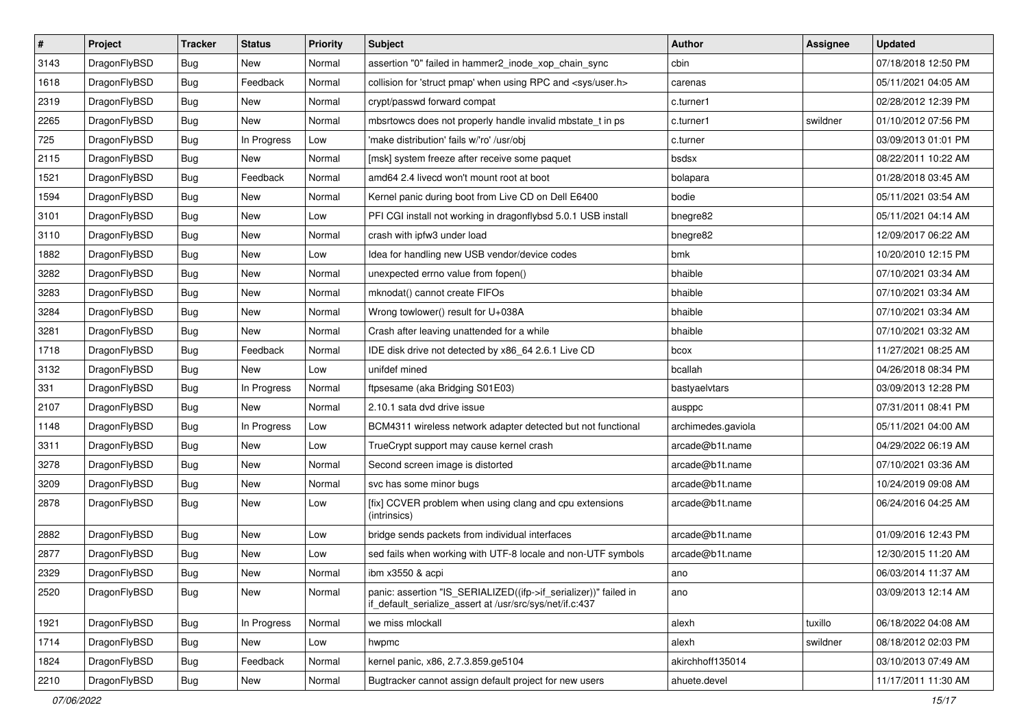| # | Project | Tracker | Status | Priority | Subject | Author | Assignee | Updated |
| --- | --- | --- | --- | --- | --- | --- | --- | --- |
| 3143 | DragonFlyBSD | Bug | New | Normal | assertion "0" failed in hammer2_inode_xop_chain_sync | cbin | | 07/18/2018 12:50 PM |
| 1618 | DragonFlyBSD | Bug | Feedback | Normal | collision for 'struct pmap' when using RPC and <sys/user.h> | carenas | | 05/11/2021 04:05 AM |
| 2319 | DragonFlyBSD | Bug | New | Normal | crypt/passwd forward compat | c.turner1 | | 02/28/2012 12:39 PM |
| 2265 | DragonFlyBSD | Bug | New | Normal | mbsrtowcs does not properly handle invalid mbstate_t in ps | c.turner1 | swildner | 01/10/2012 07:56 PM |
| 725 | DragonFlyBSD | Bug | In Progress | Low | 'make distribution' fails w/'ro' /usr/obj | c.turner | | 03/09/2013 01:01 PM |
| 2115 | DragonFlyBSD | Bug | New | Normal | [msk] system freeze after receive some paquet | bsdsx | | 08/22/2011 10:22 AM |
| 1521 | DragonFlyBSD | Bug | Feedback | Normal | amd64 2.4 livecd won't mount root at boot | bolapara | | 01/28/2018 03:45 AM |
| 1594 | DragonFlyBSD | Bug | New | Normal | Kernel panic during boot from Live CD on Dell E6400 | bodie | | 05/11/2021 03:54 AM |
| 3101 | DragonFlyBSD | Bug | New | Low | PFI CGI install not working in dragonflybsd 5.0.1 USB install | bnegre82 | | 05/11/2021 04:14 AM |
| 3110 | DragonFlyBSD | Bug | New | Normal | crash with ipfw3 under load | bnegre82 | | 12/09/2017 06:22 AM |
| 1882 | DragonFlyBSD | Bug | New | Low | Idea for handling new USB vendor/device codes | bmk | | 10/20/2010 12:15 PM |
| 3282 | DragonFlyBSD | Bug | New | Normal | unexpected errno value from fopen() | bhaible | | 07/10/2021 03:34 AM |
| 3283 | DragonFlyBSD | Bug | New | Normal | mknodat() cannot create FIFOs | bhaible | | 07/10/2021 03:34 AM |
| 3284 | DragonFlyBSD | Bug | New | Normal | Wrong towlower() result for U+038A | bhaible | | 07/10/2021 03:34 AM |
| 3281 | DragonFlyBSD | Bug | New | Normal | Crash after leaving unattended for a while | bhaible | | 07/10/2021 03:32 AM |
| 1718 | DragonFlyBSD | Bug | Feedback | Normal | IDE disk drive not detected by x86_64 2.6.1 Live CD | bcox | | 11/27/2021 08:25 AM |
| 3132 | DragonFlyBSD | Bug | New | Low | unifdef mined | bcallah | | 04/26/2018 08:34 PM |
| 331 | DragonFlyBSD | Bug | In Progress | Normal | ftpsesame (aka Bridging S01E03) | bastyaelvtars | | 03/09/2013 12:28 PM |
| 2107 | DragonFlyBSD | Bug | New | Normal | 2.10.1 sata dvd drive issue | ausppc | | 07/31/2011 08:41 PM |
| 1148 | DragonFlyBSD | Bug | In Progress | Low | BCM4311 wireless network adapter detected but not functional | archimedes.gaviola | | 05/11/2021 04:00 AM |
| 3311 | DragonFlyBSD | Bug | New | Low | TrueCrypt support may cause kernel crash | arcade@b1t.name | | 04/29/2022 06:19 AM |
| 3278 | DragonFlyBSD | Bug | New | Normal | Second screen image is distorted | arcade@b1t.name | | 07/10/2021 03:36 AM |
| 3209 | DragonFlyBSD | Bug | New | Normal | svc has some minor bugs | arcade@b1t.name | | 10/24/2019 09:08 AM |
| 2878 | DragonFlyBSD | Bug | New | Low | [fix] CCVER problem when using clang and cpu extensions (intrinsics) | arcade@b1t.name | | 06/24/2016 04:25 AM |
| 2882 | DragonFlyBSD | Bug | New | Low | bridge sends packets from individual interfaces | arcade@b1t.name | | 01/09/2016 12:43 PM |
| 2877 | DragonFlyBSD | Bug | New | Low | sed fails when working with UTF-8 locale and non-UTF symbols | arcade@b1t.name | | 12/30/2015 11:20 AM |
| 2329 | DragonFlyBSD | Bug | New | Normal | ibm x3550 & acpi | ano | | 06/03/2014 11:37 AM |
| 2520 | DragonFlyBSD | Bug | New | Normal | panic: assertion "IS_SERIALIZED((ifp->if_serializer))" failed in if_default_serialize_assert at /usr/src/sys/net/if.c:437 | ano | | 03/09/2013 12:14 AM |
| 1921 | DragonFlyBSD | Bug | In Progress | Normal | we miss mlockall | alexh | tuxillo | 06/18/2022 04:08 AM |
| 1714 | DragonFlyBSD | Bug | New | Low | hwpmc | alexh | swildner | 08/18/2012 02:03 PM |
| 1824 | DragonFlyBSD | Bug | Feedback | Normal | kernel panic, x86, 2.7.3.859.ge5104 | akirchhoff135014 | | 03/10/2013 07:49 AM |
| 2210 | DragonFlyBSD | Bug | New | Normal | Bugtracker cannot assign default project for new users | ahuete.devel | | 11/17/2011 11:30 AM |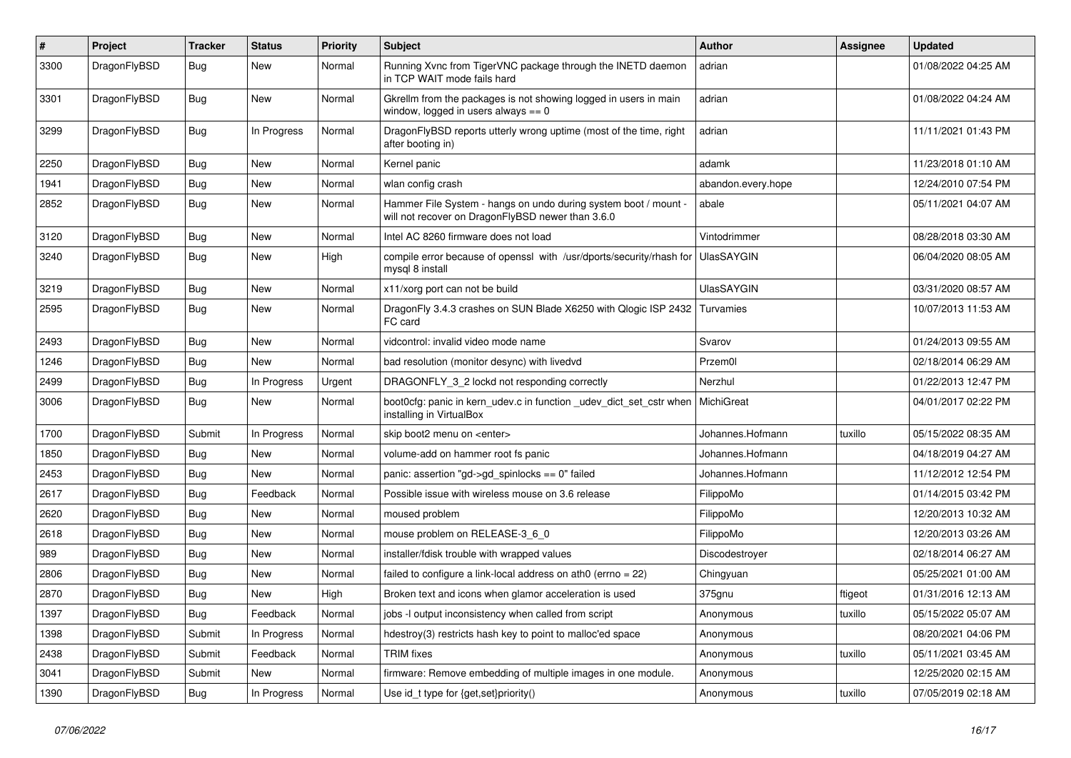| # | Project | Tracker | Status | Priority | Subject | Author | Assignee | Updated |
|---|---|---|---|---|---|---|---|---|
| 3300 | DragonFlyBSD | Bug | New | Normal | Running Xvnc from TigerVNC package through the INETD daemon in TCP WAIT mode fails hard | adrian | | 01/08/2022 04:25 AM |
| 3301 | DragonFlyBSD | Bug | New | Normal | Gkrellm from the packages is not showing logged in users in main window, logged in users always == 0 | adrian | | 01/08/2022 04:24 AM |
| 3299 | DragonFlyBSD | Bug | In Progress | Normal | DragonFlyBSD reports utterly wrong uptime (most of the time, right after booting in) | adrian | | 11/11/2021 01:43 PM |
| 2250 | DragonFlyBSD | Bug | New | Normal | Kernel panic | adamk | | 11/23/2018 01:10 AM |
| 1941 | DragonFlyBSD | Bug | New | Normal | wlan config crash | abandon.every.hope | | 12/24/2010 07:54 PM |
| 2852 | DragonFlyBSD | Bug | New | Normal | Hammer File System - hangs on undo during system boot / mount - will not recover on DragonFlyBSD newer than 3.6.0 | abale | | 05/11/2021 04:07 AM |
| 3120 | DragonFlyBSD | Bug | New | Normal | Intel AC 8260 firmware does not load | Vintodrimmer | | 08/28/2018 03:30 AM |
| 3240 | DragonFlyBSD | Bug | New | High | compile error because of openssl with /usr/dports/security/rhash for mysql 8 install | UlasSAYGIN | | 06/04/2020 08:05 AM |
| 3219 | DragonFlyBSD | Bug | New | Normal | x11/xorg port can not be build | UlasSAYGIN | | 03/31/2020 08:57 AM |
| 2595 | DragonFlyBSD | Bug | New | Normal | DragonFly 3.4.3 crashes on SUN Blade X6250 with Qlogic ISP 2432 FC card | Turvamies | | 10/07/2013 11:53 AM |
| 2493 | DragonFlyBSD | Bug | New | Normal | vidcontrol: invalid video mode name | Svarov | | 01/24/2013 09:55 AM |
| 1246 | DragonFlyBSD | Bug | New | Normal | bad resolution (monitor desync) with livedvd | Przem0l | | 02/18/2014 06:29 AM |
| 2499 | DragonFlyBSD | Bug | In Progress | Urgent | DRAGONFLY_3_2 lockd not responding correctly | Nerzhul | | 01/22/2013 12:47 PM |
| 3006 | DragonFlyBSD | Bug | New | Normal | boot0cfg: panic in kern_udev.c in function _udev_dict_set_cstr when installing in VirtualBox | MichiGreat | | 04/01/2017 02:22 PM |
| 1700 | DragonFlyBSD | Submit | In Progress | Normal | skip boot2 menu on <enter> | Johannes.Hofmann | tuxillo | 05/15/2022 08:35 AM |
| 1850 | DragonFlyBSD | Bug | New | Normal | volume-add on hammer root fs panic | Johannes.Hofmann | | 04/18/2019 04:27 AM |
| 2453 | DragonFlyBSD | Bug | New | Normal | panic: assertion "gd->gd_spinlocks == 0" failed | Johannes.Hofmann | | 11/12/2012 12:54 PM |
| 2617 | DragonFlyBSD | Bug | Feedback | Normal | Possible issue with wireless mouse on 3.6 release | FilippoMo | | 01/14/2015 03:42 PM |
| 2620 | DragonFlyBSD | Bug | New | Normal | moused problem | FilippoMo | | 12/20/2013 10:32 AM |
| 2618 | DragonFlyBSD | Bug | New | Normal | mouse problem on RELEASE-3_6_0 | FilippoMo | | 12/20/2013 03:26 AM |
| 989 | DragonFlyBSD | Bug | New | Normal | installer/fdisk trouble with wrapped values | Discodestroyer | | 02/18/2014 06:27 AM |
| 2806 | DragonFlyBSD | Bug | New | Normal | failed to configure a link-local address on ath0 (errno = 22) | Chingyuan | | 05/25/2021 01:00 AM |
| 2870 | DragonFlyBSD | Bug | New | High | Broken text and icons when glamor acceleration is used | 375gnu | ftigeot | 01/31/2016 12:13 AM |
| 1397 | DragonFlyBSD | Bug | Feedback | Normal | jobs -l output inconsistency when called from script | Anonymous | tuxillo | 05/15/2022 05:07 AM |
| 1398 | DragonFlyBSD | Submit | In Progress | Normal | hdestroy(3) restricts hash key to point to malloc'ed space | Anonymous | | 08/20/2021 04:06 PM |
| 2438 | DragonFlyBSD | Submit | Feedback | Normal | TRIM fixes | Anonymous | tuxillo | 05/11/2021 03:45 AM |
| 3041 | DragonFlyBSD | Submit | New | Normal | firmware: Remove embedding of multiple images in one module. | Anonymous | | 12/25/2020 02:15 AM |
| 1390 | DragonFlyBSD | Bug | In Progress | Normal | Use id_t type for {get,set}priority() | Anonymous | tuxillo | 07/05/2019 02:18 AM |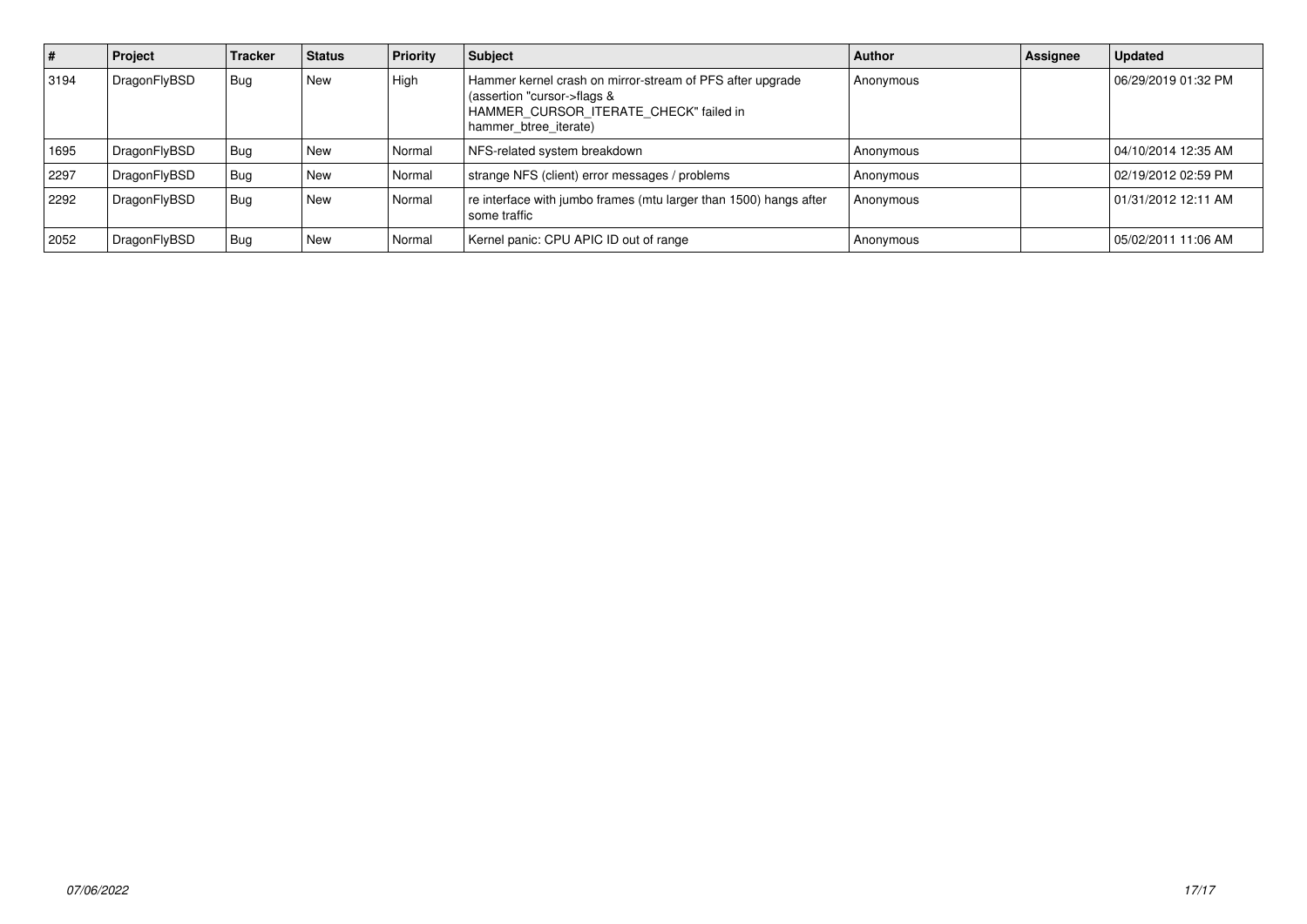| # | Project | Tracker | Status | Priority | Subject | Author | Assignee | Updated |
|---|---|---|---|---|---|---|---|---|
| 3194 | DragonFlyBSD | Bug | New | High | Hammer kernel crash on mirror-stream of PFS after upgrade (assertion "cursor->flags & HAMMER_CURSOR_ITERATE_CHECK" failed in hammer_btree_iterate) | Anonymous | | 06/29/2019 01:32 PM |
| 1695 | DragonFlyBSD | Bug | New | Normal | NFS-related system breakdown | Anonymous | | 04/10/2014 12:35 AM |
| 2297 | DragonFlyBSD | Bug | New | Normal | strange NFS (client) error messages / problems | Anonymous | | 02/19/2012 02:59 PM |
| 2292 | DragonFlyBSD | Bug | New | Normal | re interface with jumbo frames (mtu larger than 1500) hangs after some traffic | Anonymous | | 01/31/2012 12:11 AM |
| 2052 | DragonFlyBSD | Bug | New | Normal | Kernel panic: CPU APIC ID out of range | Anonymous | | 05/02/2011 11:06 AM |